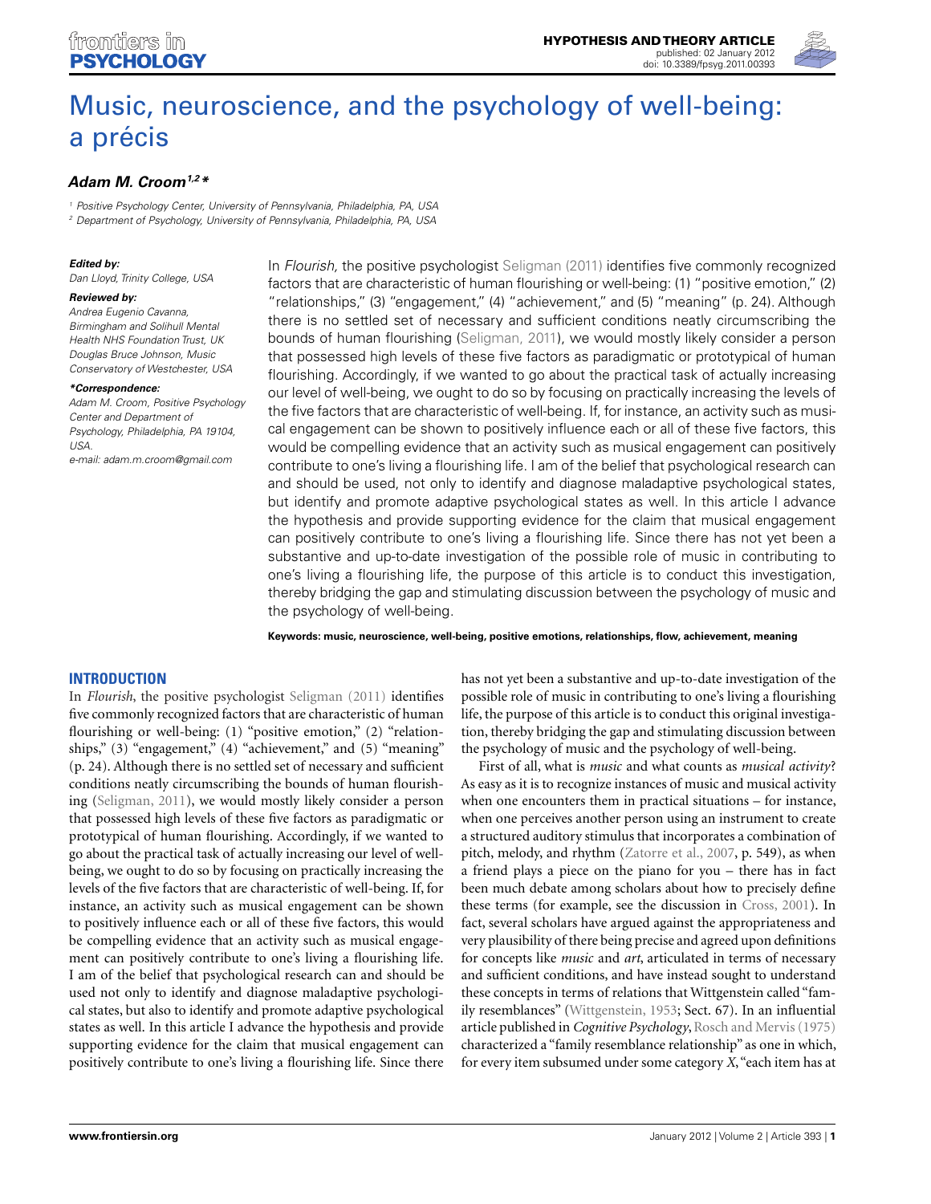# Music, neuroscience, and the psychology of well-being: a précis

***Adam M. Croom*** [1,2]*

[1] Positive Psychology Center, University of Pennsylvania, Philadelphia, PA, USA
[2] Department of Psychology, University of Pennsylvania, Philadelphia, PA, USA

**Edited by:**
Dan Lloyd, Trinity College, USA

**Reviewed by:**
Andrea Eugenio Cavanna, Birmingham and Solihull Mental Health NHS Foundation Trust, UK
Douglas Bruce Johnson, Music Conservatory of Westchester, USA

***Correspondence:**
Adam M. Croom, Positive Psychology Center and Department of Psychology, Philadelphia, PA 19104, USA.
e-mail: adam.m.croom@gmail.com

In *Flourish,* the positive psychologist Seligman (2011) identifies five commonly recognized factors that are characteristic of human flourishing or well-being: (1) "positive emotion," (2) "relationships," (3) "engagement," (4) "achievement," and (5) "meaning" (p. 24). Although there is no settled set of necessary and sufficient conditions neatly circumscribing the bounds of human flourishing (Seligman, 2011), we would mostly likely consider a person that possessed high levels of these five factors as paradigmatic or prototypical of human flourishing. Accordingly, if we wanted to go about the practical task of actually increasing our level of well-being, we ought to do so by focusing on practically increasing the levels of the five factors that are characteristic of well-being. If, for instance, an activity such as musical engagement can be shown to positively influence each or all of these five factors, this would be compelling evidence that an activity such as musical engagement can positively contribute to one's living a flourishing life. I am of the belief that psychological research can and should be used, not only to identify and diagnose maladaptive psychological states, but identify and promote adaptive psychological states as well. In this article I advance the hypothesis and provide supporting evidence for the claim that musical engagement can positively contribute to one's living a flourishing life. Since there has not yet been a substantive and up-to-date investigation of the possible role of music in contributing to one's living a flourishing life, the purpose of this article is to conduct this investigation, thereby bridging the gap and stimulating discussion between the psychology of music and the psychology of well-being.

**Keywords: music, neuroscience, well-being, positive emotions, relationships, flow, achievement, meaning**

## INTRODUCTION

In *Flourish*, the positive psychologist Seligman (2011) identifies five commonly recognized factors that are characteristic of human flourishing or well-being: (1) "positive emotion," (2) "relationships," (3) "engagement," (4) "achievement," and (5) "meaning" (p. 24). Although there is no settled set of necessary and sufficient conditions neatly circumscribing the bounds of human flourishing (Seligman, 2011), we would mostly likely consider a person that possessed high levels of these five factors as paradigmatic or prototypical of human flourishing. Accordingly, if we wanted to go about the practical task of actually increasing our level of well-being, we ought to do so by focusing on practically increasing the levels of the five factors that are characteristic of well-being. If, for instance, an activity such as musical engagement can be shown to positively influence each or all of these five factors, this would be compelling evidence that an activity such as musical engagement can positively contribute to one's living a flourishing life. I am of the belief that psychological research can and should be used not only to identify and diagnose maladaptive psychological states, but also to identify and promote adaptive psychological states as well. In this article I advance the hypothesis and provide supporting evidence for the claim that musical engagement can positively contribute to one's living a flourishing life. Since there has not yet been a substantive and up-to-date investigation of the possible role of music in contributing to one's living a flourishing life, the purpose of this article is to conduct this original investigation, thereby bridging the gap and stimulating discussion between the psychology of music and the psychology of well-being.

First of all, what is *music* and what counts as *musical activity*? As easy as it is to recognize instances of music and musical activity when one encounters them in practical situations – for instance, when one perceives another person using an instrument to create a structured auditory stimulus that incorporates a combination of pitch, melody, and rhythm (Zatorre et al., 2007, p. 549), as when a friend plays a piece on the piano for you – there has in fact been much debate among scholars about how to precisely define these terms (for example, see the discussion in Cross, 2001). In fact, several scholars have argued against the appropriateness and very plausibility of there being precise and agreed upon definitions for concepts like *music* and *art*, articulated in terms of necessary and sufficient conditions, and have instead sought to understand these concepts in terms of relations that Wittgenstein called "family resemblances" (Wittgenstein, 1953; Sect. 67). In an influential article published in *Cognitive Psychology*, Rosch and Mervis (1975) characterized a "family resemblance relationship" as one in which, for every item subsumed under some category *X*, "each item has at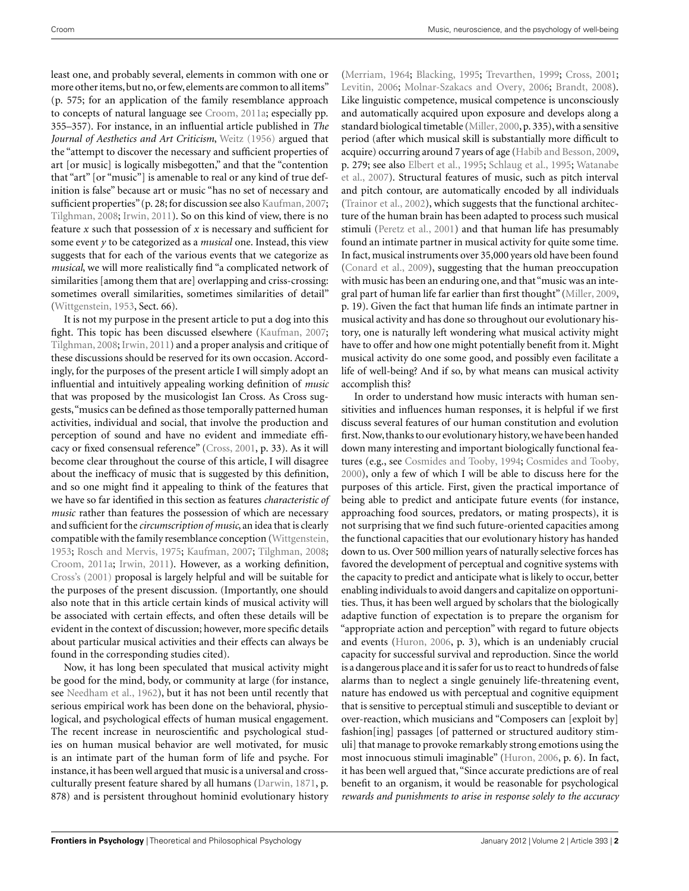least one, and probably several, elements in common with one or more other items, but no, or few, elements are common to all items" (p. 575; for an application of the family resemblance approach to concepts of natural language see Croom, 2011a; especially pp. 355–357). For instance, in an influential article published in *The Journal of Aesthetics and Art Criticism*, Weitz (1956) argued that the "attempt to discover the necessary and sufficient properties of art [or music] is logically misbegotten," and that the "contention that "art" [or "music"] is amenable to real or any kind of true definition is false" because art or music "has no set of necessary and sufficient properties" (p. 28; for discussion see also Kaufman, 2007; Tilghman, 2008; Irwin, 2011). So on this kind of view, there is no feature *x* such that possession of *x* is necessary and sufficient for some event *y* to be categorized as a *musical* one. Instead, this view suggests that for each of the various events that we categorize as *musical*, we will more realistically find "a complicated network of similarities [among them that are] overlapping and criss-crossing: sometimes overall similarities, sometimes similarities of detail" (Wittgenstein, 1953, Sect. 66).

It is not my purpose in the present article to put a dog into this fight. This topic has been discussed elsewhere (Kaufman, 2007; Tilghman, 2008; Irwin, 2011) and a proper analysis and critique of these discussions should be reserved for its own occasion. Accordingly, for the purposes of the present article I will simply adopt an influential and intuitively appealing working definition of *music* that was proposed by the musicologist Ian Cross. As Cross suggests, "musics can be defined as those temporally patterned human activities, individual and social, that involve the production and perception of sound and have no evident and immediate efficacy or fixed consensual reference" (Cross, 2001, p. 33). As it will become clear throughout the course of this article, I will disagree about the inefficacy of music that is suggested by this definition, and so one might find it appealing to think of the features that we have so far identified in this section as features *characteristic of music* rather than features the possession of which are necessary and sufficient for the *circumscription of music*, an idea that is clearly compatible with the family resemblance conception (Wittgenstein, 1953; Rosch and Mervis, 1975; Kaufman, 2007; Tilghman, 2008; Croom, 2011a; Irwin, 2011). However, as a working definition, Cross's (2001) proposal is largely helpful and will be suitable for the purposes of the present discussion. (Importantly, one should also note that in this article certain kinds of musical activity will be associated with certain effects, and often these details will be evident in the context of discussion; however, more specific details about particular musical activities and their effects can always be found in the corresponding studies cited).

Now, it has long been speculated that musical activity might be good for the mind, body, or community at large (for instance, see Needham et al., 1962), but it has not been until recently that serious empirical work has been done on the behavioral, physiological, and psychological effects of human musical engagement. The recent increase in neuroscientific and psychological studies on human musical behavior are well motivated, for music is an intimate part of the human form of life and psyche. For instance, it has been well argued that music is a universal and cross-culturally present feature shared by all humans (Darwin, 1871, p. 878) and is persistent throughout hominid evolutionary history (Merriam, 1964; Blacking, 1995; Trevarthen, 1999; Cross, 2001; Levitin, 2006; Molnar-Szakacs and Overy, 2006; Brandt, 2008). Like linguistic competence, musical competence is unconsciously and automatically acquired upon exposure and develops along a standard biological timetable (Miller, 2000, p. 335), with a sensitive period (after which musical skill is substantially more difficult to acquire) occurring around 7 years of age (Habib and Besson, 2009, p. 279; see also Elbert et al., 1995; Schlaug et al., 1995; Watanabe et al., 2007). Structural features of music, such as pitch interval and pitch contour, are automatically encoded by all individuals (Trainor et al., 2002), which suggests that the functional architecture of the human brain has been adapted to process such musical stimuli (Peretz et al., 2001) and that human life has presumably found an intimate partner in musical activity for quite some time. In fact, musical instruments over 35,000 years old have been found (Conard et al., 2009), suggesting that the human preoccupation with music has been an enduring one, and that "music was an integral part of human life far earlier than first thought" (Miller, 2009, p. 19). Given the fact that human life finds an intimate partner in musical activity and has done so throughout our evolutionary history, one is naturally left wondering what musical activity might have to offer and how one might potentially benefit from it. Might musical activity do one some good, and possibly even facilitate a life of well-being? And if so, by what means can musical activity accomplish this?

In order to understand how music interacts with human sensitivities and influences human responses, it is helpful if we first discuss several features of our human constitution and evolution first. Now, thanks to our evolutionary history, we have been handed down many interesting and important biologically functional features (e.g., see Cosmides and Tooby, 1994; Cosmides and Tooby, 2000), only a few of which I will be able to discuss here for the purposes of this article. First, given the practical importance of being able to predict and anticipate future events (for instance, approaching food sources, predators, or mating prospects), it is not surprising that we find such future-oriented capacities among the functional capacities that our evolutionary history has handed down to us. Over 500 million years of naturally selective forces has favored the development of perceptual and cognitive systems with the capacity to predict and anticipate what is likely to occur, better enabling individuals to avoid dangers and capitalize on opportunities. Thus, it has been well argued by scholars that the biologically adaptive function of expectation is to prepare the organism for "appropriate action and perception" with regard to future objects and events (Huron, 2006, p. 3), which is an undeniably crucial capacity for successful survival and reproduction. Since the world is a dangerous place and it is safer for us to react to hundreds of false alarms than to neglect a single genuinely life-threatening event, nature has endowed us with perceptual and cognitive equipment that is sensitive to perceptual stimuli and susceptible to deviant or over-reaction, which musicians and "Composers can [exploit by] fashion[ing] passages [of patterned or structured auditory stimuli] that manage to provoke remarkably strong emotions using the most innocuous stimuli imaginable" (Huron, 2006, p. 6). In fact, it has been well argued that, "Since accurate predictions are of real benefit to an organism, it would be reasonable for psychological *rewards and punishments to arise in response solely to the accuracy*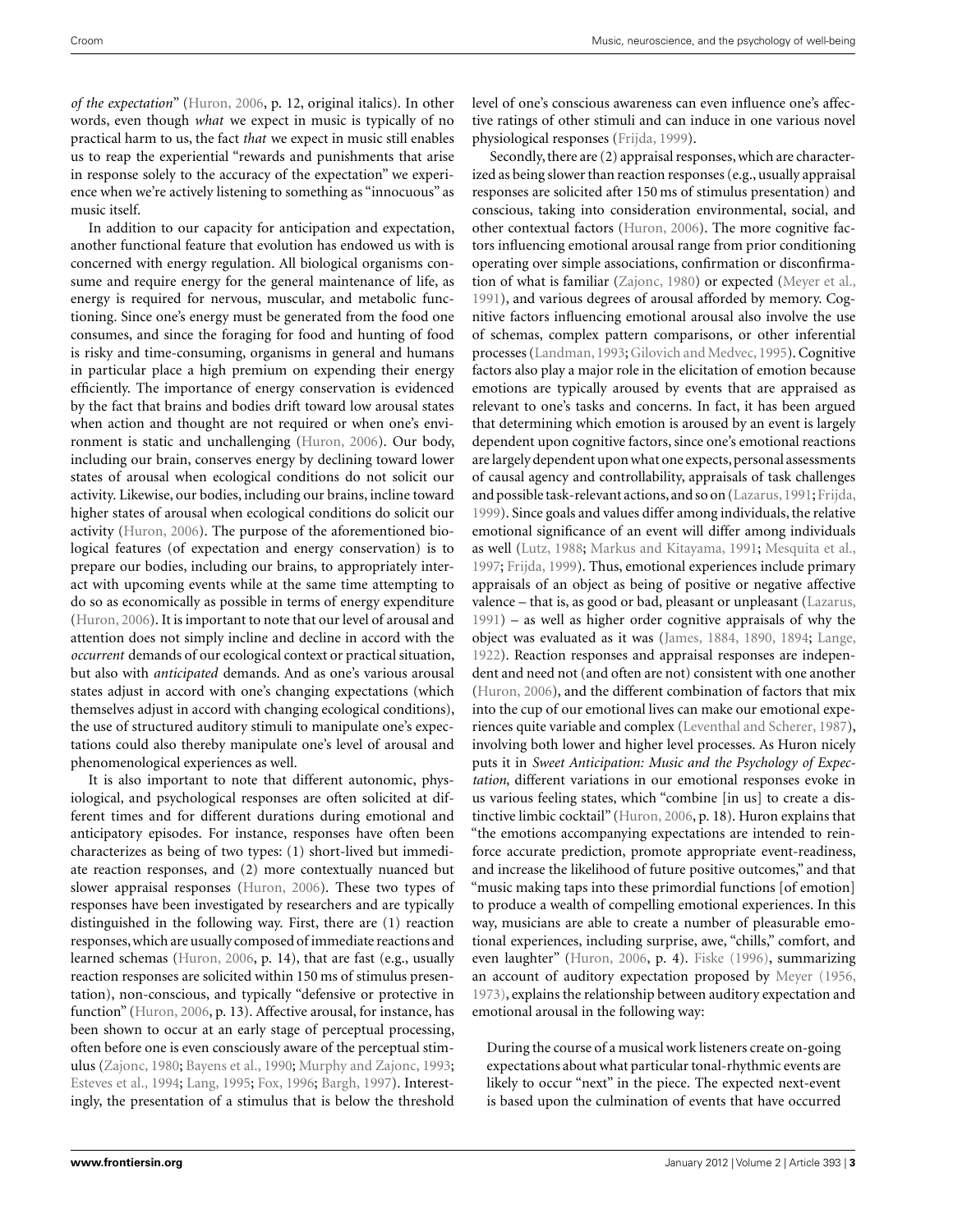*of the expectation*" (Huron, 2006, p. 12, original italics). In other words, even though *what* we expect in music is typically of no practical harm to us, the fact *that* we expect in music still enables us to reap the experiential "rewards and punishments that arise in response solely to the accuracy of the expectation" we experience when we're actively listening to something as "innocuous" as music itself.

In addition to our capacity for anticipation and expectation, another functional feature that evolution has endowed us with is concerned with energy regulation. All biological organisms consume and require energy for the general maintenance of life, as energy is required for nervous, muscular, and metabolic functioning. Since one's energy must be generated from the food one consumes, and since the foraging for food and hunting of food is risky and time-consuming, organisms in general and humans in particular place a high premium on expending their energy efficiently. The importance of energy conservation is evidenced by the fact that brains and bodies drift toward low arousal states when action and thought are not required or when one's environment is static and unchallenging (Huron, 2006). Our body, including our brain, conserves energy by declining toward lower states of arousal when ecological conditions do not solicit our activity. Likewise, our bodies, including our brains, incline toward higher states of arousal when ecological conditions do solicit our activity (Huron, 2006). The purpose of the aforementioned biological features (of expectation and energy conservation) is to prepare our bodies, including our brains, to appropriately interact with upcoming events while at the same time attempting to do so as economically as possible in terms of energy expenditure (Huron, 2006). It is important to note that our level of arousal and attention does not simply incline and decline in accord with the *occurrent* demands of our ecological context or practical situation, but also with *anticipated* demands. And as one's various arousal states adjust in accord with one's changing expectations (which themselves adjust in accord with changing ecological conditions), the use of structured auditory stimuli to manipulate one's expectations could also thereby manipulate one's level of arousal and phenomenological experiences as well.

It is also important to note that different autonomic, physiological, and psychological responses are often solicited at different times and for different durations during emotional and anticipatory episodes. For instance, responses have often been characterizes as being of two types: (1) short-lived but immediate reaction responses, and (2) more contextually nuanced but slower appraisal responses (Huron, 2006). These two types of responses have been investigated by researchers and are typically distinguished in the following way. First, there are (1) reaction responses, which are usually composed of immediate reactions and learned schemas (Huron, 2006, p. 14), that are fast (e.g., usually reaction responses are solicited within 150 ms of stimulus presentation), non-conscious, and typically "defensive or protective in function" (Huron, 2006, p. 13). Affective arousal, for instance, has been shown to occur at an early stage of perceptual processing, often before one is even consciously aware of the perceptual stimulus (Zajonc, 1980; Bayens et al., 1990; Murphy and Zajonc, 1993; Esteves et al., 1994; Lang, 1995; Fox, 1996; Bargh, 1997). Interestingly, the presentation of a stimulus that is below the threshold level of one's conscious awareness can even influence one's affective ratings of other stimuli and can induce in one various novel physiological responses (Frijda, 1999).

Secondly, there are (2) appraisal responses, which are characterized as being slower than reaction responses (e.g., usually appraisal responses are solicited after 150 ms of stimulus presentation) and conscious, taking into consideration environmental, social, and other contextual factors (Huron, 2006). The more cognitive factors influencing emotional arousal range from prior conditioning operating over simple associations, confirmation or disconfirmation of what is familiar (Zajonc, 1980) or expected (Meyer et al., 1991), and various degrees of arousal afforded by memory. Cognitive factors influencing emotional arousal also involve the use of schemas, complex pattern comparisons, or other inferential processes (Landman, 1993; Gilovich and Medvec, 1995). Cognitive factors also play a major role in the elicitation of emotion because emotions are typically aroused by events that are appraised as relevant to one's tasks and concerns. In fact, it has been argued that determining which emotion is aroused by an event is largely dependent upon cognitive factors, since one's emotional reactions are largely dependent upon what one expects, personal assessments of causal agency and controllability, appraisals of task challenges and possible task-relevant actions, and so on (Lazarus, 1991; Frijda, 1999). Since goals and values differ among individuals, the relative emotional significance of an event will differ among individuals as well (Lutz, 1988; Markus and Kitayama, 1991; Mesquita et al., 1997; Frijda, 1999). Thus, emotional experiences include primary appraisals of an object as being of positive or negative affective valence – that is, as good or bad, pleasant or unpleasant (Lazarus, 1991) – as well as higher order cognitive appraisals of why the object was evaluated as it was (James, 1884, 1890, 1894; Lange, 1922). Reaction responses and appraisal responses are independent and need not (and often are not) consistent with one another (Huron, 2006), and the different combination of factors that mix into the cup of our emotional lives can make our emotional experiences quite variable and complex (Leventhal and Scherer, 1987), involving both lower and higher level processes. As Huron nicely puts it in *Sweet Anticipation: Music and the Psychology of Expectation*, different variations in our emotional responses evoke in us various feeling states, which "combine [in us] to create a distinctive limbic cocktail" (Huron, 2006, p. 18). Huron explains that "the emotions accompanying expectations are intended to reinforce accurate prediction, promote appropriate event-readiness, and increase the likelihood of future positive outcomes," and that "music making taps into these primordial functions [of emotion] to produce a wealth of compelling emotional experiences. In this way, musicians are able to create a number of pleasurable emotional experiences, including surprise, awe, "chills," comfort, and even laughter" (Huron, 2006, p. 4). Fiske (1996), summarizing an account of auditory expectation proposed by Meyer (1956, 1973), explains the relationship between auditory expectation and emotional arousal in the following way:

> During the course of a musical work listeners create on-going expectations about what particular tonal-rhythmic events are likely to occur "next" in the piece. The expected next-event is based upon the culmination of events that have occurred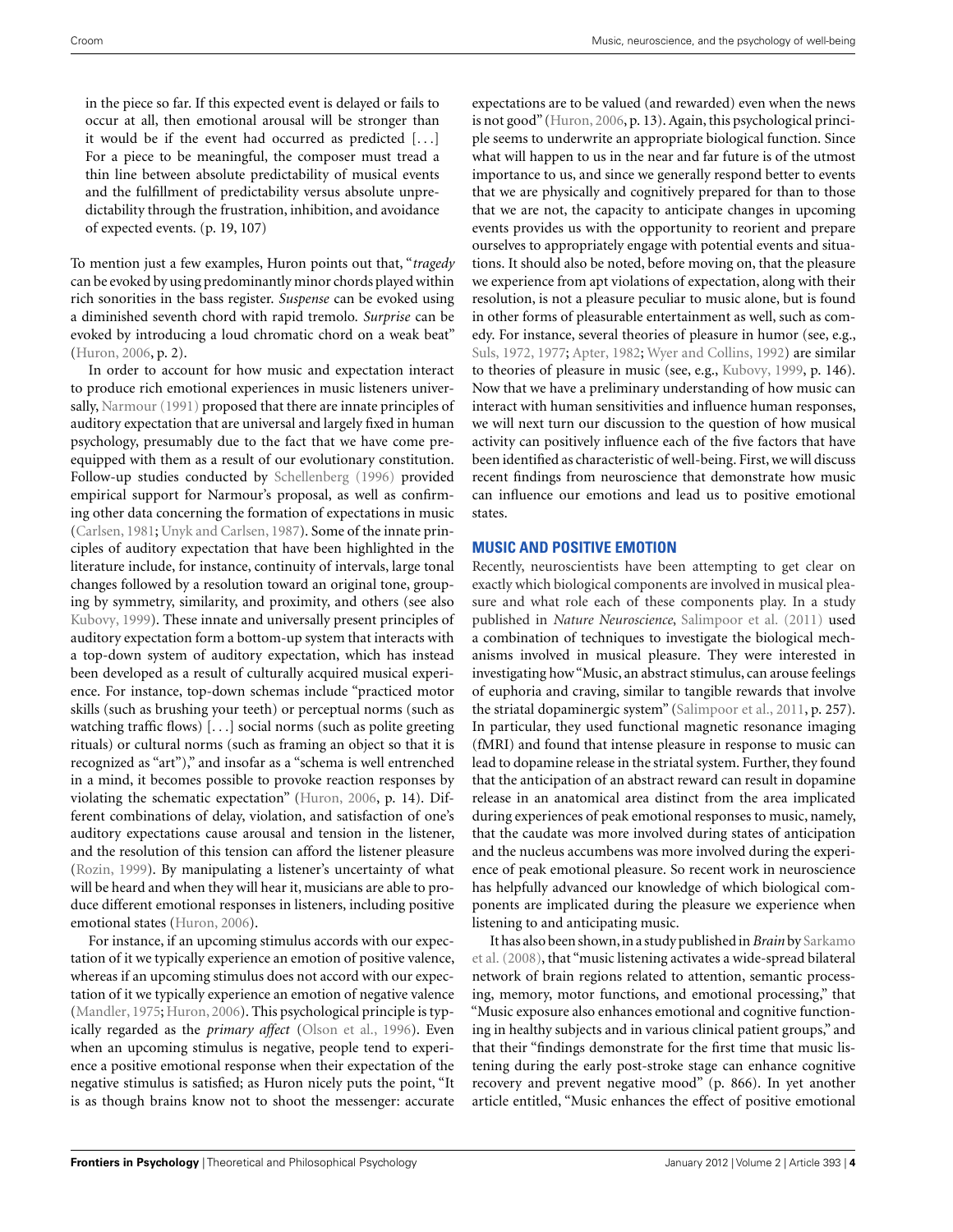in the piece so far. If this expected event is delayed or fails to occur at all, then emotional arousal will be stronger than it would be if the event had occurred as predicted [. . .] For a piece to be meaningful, the composer must tread a thin line between absolute predictability of musical events and the fulfillment of predictability versus absolute unpredictability through the frustration, inhibition, and avoidance of expected events. (p. 19, 107)

To mention just a few examples, Huron points out that, "*tragedy* can be evoked by using predominantly minor chords played within rich sonorities in the bass register. *Suspense* can be evoked using a diminished seventh chord with rapid tremolo. *Surprise* can be evoked by introducing a loud chromatic chord on a weak beat" (Huron, 2006, p. 2).

In order to account for how music and expectation interact to produce rich emotional experiences in music listeners universally, Narmour (1991) proposed that there are innate principles of auditory expectation that are universal and largely fixed in human psychology, presumably due to the fact that we have come pre-equipped with them as a result of our evolutionary constitution. Follow-up studies conducted by Schellenberg (1996) provided empirical support for Narmour's proposal, as well as confirming other data concerning the formation of expectations in music (Carlsen, 1981; Unyk and Carlsen, 1987). Some of the innate principles of auditory expectation that have been highlighted in the literature include, for instance, continuity of intervals, large tonal changes followed by a resolution toward an original tone, grouping by symmetry, similarity, and proximity, and others (see also Kubovy, 1999). These innate and universally present principles of auditory expectation form a bottom-up system that interacts with a top-down system of auditory expectation, which has instead been developed as a result of culturally acquired musical experience. For instance, top-down schemas include "practiced motor skills (such as brushing your teeth) or perceptual norms (such as watching traffic flows) [. . .] social norms (such as polite greeting rituals) or cultural norms (such as framing an object so that it is recognized as "art")," and insofar as a "schema is well entrenched in a mind, it becomes possible to provoke reaction responses by violating the schematic expectation" (Huron, 2006, p. 14). Different combinations of delay, violation, and satisfaction of one's auditory expectations cause arousal and tension in the listener, and the resolution of this tension can afford the listener pleasure (Rozin, 1999). By manipulating a listener's uncertainty of what will be heard and when they will hear it, musicians are able to produce different emotional responses in listeners, including positive emotional states (Huron, 2006).

For instance, if an upcoming stimulus accords with our expectation of it we typically experience an emotion of positive valence, whereas if an upcoming stimulus does not accord with our expectation of it we typically experience an emotion of negative valence (Mandler, 1975; Huron, 2006). This psychological principle is typically regarded as the *primary affect* (Olson et al., 1996). Even when an upcoming stimulus is negative, people tend to experience a positive emotional response when their expectation of the negative stimulus is satisfied; as Huron nicely puts the point, "It is as though brains know not to shoot the messenger: accurate expectations are to be valued (and rewarded) even when the news is not good" (Huron, 2006, p. 13). Again, this psychological principle seems to underwrite an appropriate biological function. Since what will happen to us in the near and far future is of the utmost importance to us, and since we generally respond better to events that we are physically and cognitively prepared for than to those that we are not, the capacity to anticipate changes in upcoming events provides us with the opportunity to reorient and prepare ourselves to appropriately engage with potential events and situations. It should also be noted, before moving on, that the pleasure we experience from apt violations of expectation, along with their resolution, is not a pleasure peculiar to music alone, but is found in other forms of pleasurable entertainment as well, such as comedy. For instance, several theories of pleasure in humor (see, e.g., Suls, 1972, 1977; Apter, 1982; Wyer and Collins, 1992) are similar to theories of pleasure in music (see, e.g., Kubovy, 1999, p. 146). Now that we have a preliminary understanding of how music can interact with human sensitivities and influence human responses, we will next turn our discussion to the question of how musical activity can positively influence each of the five factors that have been identified as characteristic of well-being. First, we will discuss recent findings from neuroscience that demonstrate how music can influence our emotions and lead us to positive emotional states.

## MUSIC AND POSITIVE EMOTION

Recently, neuroscientists have been attempting to get clear on exactly which biological components are involved in musical pleasure and what role each of these components play. In a study published in *Nature Neuroscience*, Salimpoor et al. (2011) used a combination of techniques to investigate the biological mechanisms involved in musical pleasure. They were interested in investigating how "Music, an abstract stimulus, can arouse feelings of euphoria and craving, similar to tangible rewards that involve the striatal dopaminergic system" (Salimpoor et al., 2011, p. 257). In particular, they used functional magnetic resonance imaging (fMRI) and found that intense pleasure in response to music can lead to dopamine release in the striatal system. Further, they found that the anticipation of an abstract reward can result in dopamine release in an anatomical area distinct from the area implicated during experiences of peak emotional responses to music, namely, that the caudate was more involved during states of anticipation and the nucleus accumbens was more involved during the experience of peak emotional pleasure. So recent work in neuroscience has helpfully advanced our knowledge of which biological components are implicated during the pleasure we experience when listening to and anticipating music.

It has also been shown, in a study published in *Brain* by Sarkamo et al. (2008), that "music listening activates a wide-spread bilateral network of brain regions related to attention, semantic processing, memory, motor functions, and emotional processing," that "Music exposure also enhances emotional and cognitive functioning in healthy subjects and in various clinical patient groups," and that their "findings demonstrate for the first time that music listening during the early post-stroke stage can enhance cognitive recovery and prevent negative mood" (p. 866). In yet another article entitled, "Music enhances the effect of positive emotional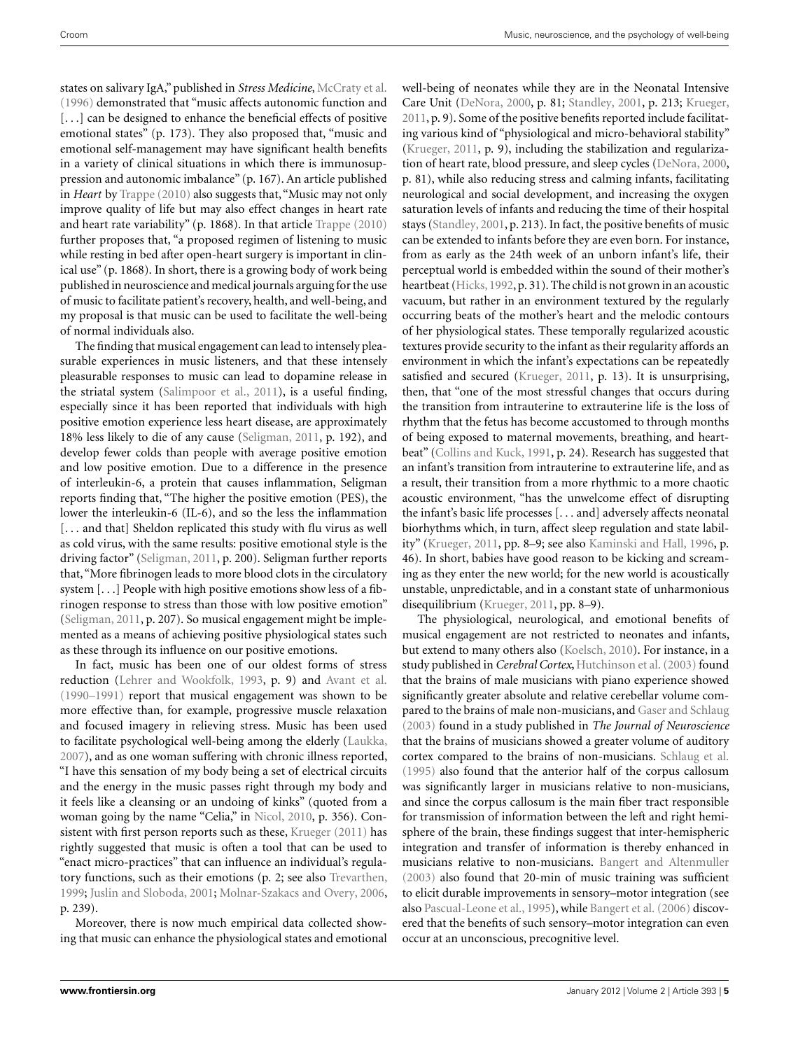states on salivary IgA," published in *Stress Medicine*, McCraty et al. (1996) demonstrated that "music affects autonomic function and [...] can be designed to enhance the beneficial effects of positive emotional states" (p. 173). They also proposed that, "music and emotional self-management may have significant health benefits in a variety of clinical situations in which there is immunosuppression and autonomic imbalance" (p. 167). An article published in *Heart* by Trappe (2010) also suggests that, "Music may not only improve quality of life but may also effect changes in heart rate and heart rate variability" (p. 1868). In that article Trappe (2010) further proposes that, "a proposed regimen of listening to music while resting in bed after open-heart surgery is important in clinical use" (p. 1868). In short, there is a growing body of work being published in neuroscience and medical journals arguing for the use of music to facilitate patient's recovery, health, and well-being, and my proposal is that music can be used to facilitate the well-being of normal individuals also.

The finding that musical engagement can lead to intensely pleasurable experiences in music listeners, and that these intensely pleasurable responses to music can lead to dopamine release in the striatal system (Salimpoor et al., 2011), is a useful finding, especially since it has been reported that individuals with high positive emotion experience less heart disease, are approximately 18% less likely to die of any cause (Seligman, 2011, p. 192), and develop fewer colds than people with average positive emotion and low positive emotion. Due to a difference in the presence of interleukin-6, a protein that causes inflammation, Seligman reports finding that, "The higher the positive emotion (PES), the lower the interleukin-6 (IL-6), and so the less the inflammation [... and that] Sheldon replicated this study with flu virus as well as cold virus, with the same results: positive emotional style is the driving factor" (Seligman, 2011, p. 200). Seligman further reports that, "More fibrinogen leads to more blood clots in the circulatory system [...] People with high positive emotions show less of a fibrinogen response to stress than those with low positive emotion" (Seligman, 2011, p. 207). So musical engagement might be implemented as a means of achieving positive physiological states such as these through its influence on our positive emotions.

In fact, music has been one of our oldest forms of stress reduction (Lehrer and Wookfolk, 1993, p. 9) and Avant et al. (1990–1991) report that musical engagement was shown to be more effective than, for example, progressive muscle relaxation and focused imagery in relieving stress. Music has been used to facilitate psychological well-being among the elderly (Laukka, 2007), and as one woman suffering with chronic illness reported, "I have this sensation of my body being a set of electrical circuits and the energy in the music passes right through my body and it feels like a cleansing or an undoing of kinks" (quoted from a woman going by the name "Celia," in Nicol, 2010, p. 356). Consistent with first person reports such as these, Krueger (2011) has rightly suggested that music is often a tool that can be used to "enact micro-practices" that can influence an individual's regulatory functions, such as their emotions (p. 2; see also Trevarthen, 1999; Juslin and Sloboda, 2001; Molnar-Szakacs and Overy, 2006, p. 239).

Moreover, there is now much empirical data collected showing that music can enhance the physiological states and emotional well-being of neonates while they are in the Neonatal Intensive Care Unit (DeNora, 2000, p. 81; Standley, 2001, p. 213; Krueger, 2011, p. 9). Some of the positive benefits reported include facilitating various kind of "physiological and micro-behavioral stability" (Krueger, 2011, p. 9), including the stabilization and regularization of heart rate, blood pressure, and sleep cycles (DeNora, 2000, p. 81), while also reducing stress and calming infants, facilitating neurological and social development, and increasing the oxygen saturation levels of infants and reducing the time of their hospital stays (Standley, 2001, p. 213). In fact, the positive benefits of music can be extended to infants before they are even born. For instance, from as early as the 24th week of an unborn infant's life, their perceptual world is embedded within the sound of their mother's heartbeat (Hicks, 1992, p. 31). The child is not grown in an acoustic vacuum, but rather in an environment textured by the regularly occurring beats of the mother's heart and the melodic contours of her physiological states. These temporally regularized acoustic textures provide security to the infant as their regularity affords an environment in which the infant's expectations can be repeatedly satisfied and secured (Krueger, 2011, p. 13). It is unsurprising, then, that "one of the most stressful changes that occurs during the transition from intrauterine to extrauterine life is the loss of rhythm that the fetus has become accustomed to through months of being exposed to maternal movements, breathing, and heartbeat" (Collins and Kuck, 1991, p. 24). Research has suggested that an infant's transition from intrauterine to extrauterine life, and as a result, their transition from a more rhythmic to a more chaotic acoustic environment, "has the unwelcome effect of disrupting the infant's basic life processes [... and] adversely affects neonatal biorhythms which, in turn, affect sleep regulation and state lability" (Krueger, 2011, pp. 8–9; see also Kaminski and Hall, 1996, p. 46). In short, babies have good reason to be kicking and screaming as they enter the new world; for the new world is acoustically unstable, unpredictable, and in a constant state of unharmonious disequilibrium (Krueger, 2011, pp. 8–9).

The physiological, neurological, and emotional benefits of musical engagement are not restricted to neonates and infants, but extend to many others also (Koelsch, 2010). For instance, in a study published in *Cerebral Cortex*, Hutchinson et al. (2003) found that the brains of male musicians with piano experience showed significantly greater absolute and relative cerebellar volume compared to the brains of male non-musicians, and Gaser and Schlaug (2003) found in a study published in *The Journal of Neuroscience* that the brains of musicians showed a greater volume of auditory cortex compared to the brains of non-musicians. Schlaug et al. (1995) also found that the anterior half of the corpus callosum was significantly larger in musicians relative to non-musicians, and since the corpus callosum is the main fiber tract responsible for transmission of information between the left and right hemisphere of the brain, these findings suggest that inter-hemispheric integration and transfer of information is thereby enhanced in musicians relative to non-musicians. Bangert and Altenmuller (2003) also found that 20-min of music training was sufficient to elicit durable improvements in sensory–motor integration (see also Pascual-Leone et al., 1995), while Bangert et al. (2006) discovered that the benefits of such sensory–motor integration can even occur at an unconscious, precognitive level.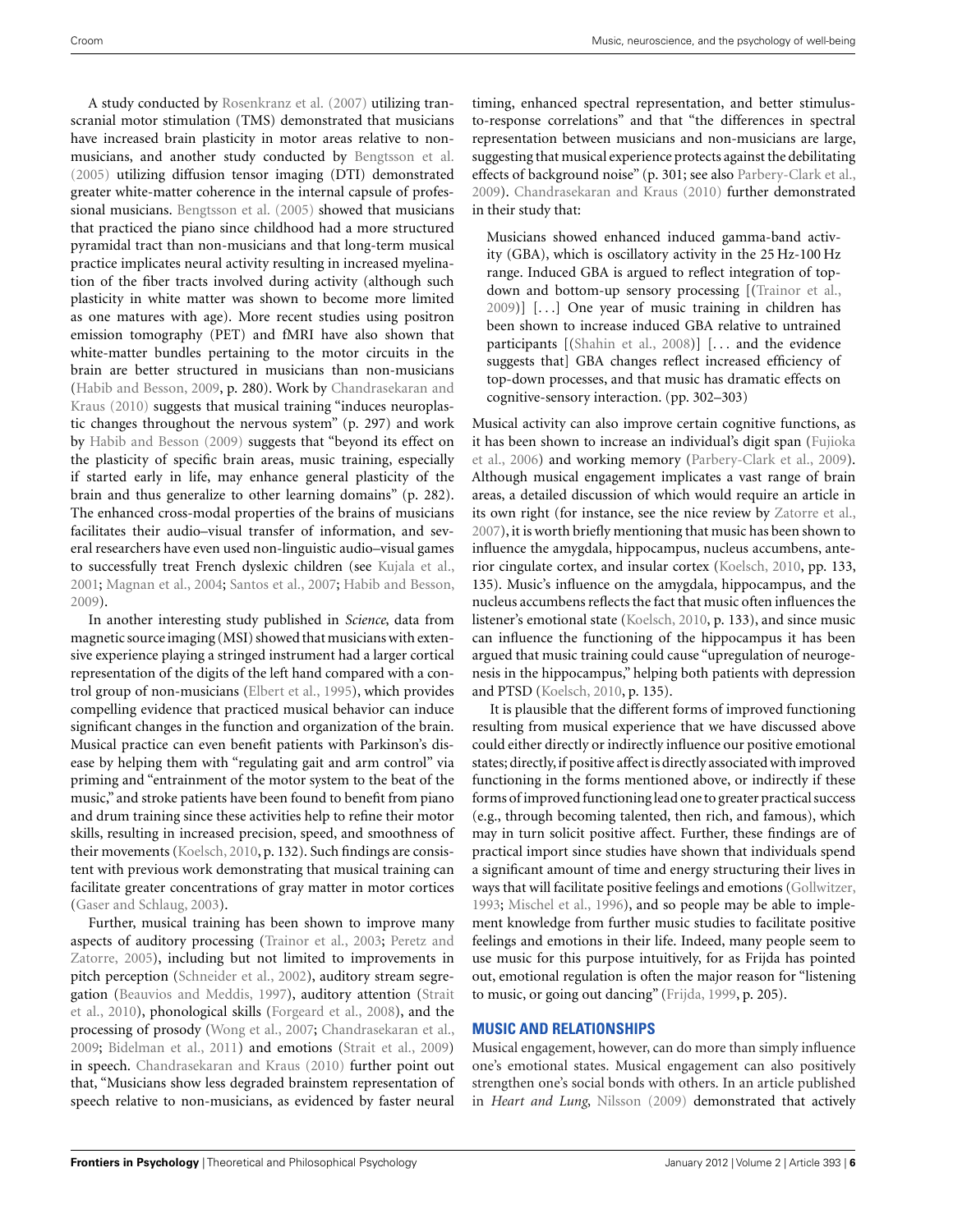A study conducted by Rosenkranz et al. (2007) utilizing transcranial motor stimulation (TMS) demonstrated that musicians have increased brain plasticity in motor areas relative to non-musicians, and another study conducted by Bengtsson et al. (2005) utilizing diffusion tensor imaging (DTI) demonstrated greater white-matter coherence in the internal capsule of professional musicians. Bengtsson et al. (2005) showed that musicians that practiced the piano since childhood had a more structured pyramidal tract than non-musicians and that long-term musical practice implicates neural activity resulting in increased myelination of the fiber tracts involved during activity (although such plasticity in white matter was shown to become more limited as one matures with age). More recent studies using positron emission tomography (PET) and fMRI have also shown that white-matter bundles pertaining to the motor circuits in the brain are better structured in musicians than non-musicians (Habib and Besson, 2009, p. 280). Work by Chandrasekaran and Kraus (2010) suggests that musical training "induces neuroplastic changes throughout the nervous system" (p. 297) and work by Habib and Besson (2009) suggests that "beyond its effect on the plasticity of specific brain areas, music training, especially if started early in life, may enhance general plasticity of the brain and thus generalize to other learning domains" (p. 282). The enhanced cross-modal properties of the brains of musicians facilitates their audio–visual transfer of information, and several researchers have even used non-linguistic audio–visual games to successfully treat French dyslexic children (see Kujala et al., 2001; Magnan et al., 2004; Santos et al., 2007; Habib and Besson, 2009).

In another interesting study published in *Science*, data from magnetic source imaging (MSI) showed that musicians with extensive experience playing a stringed instrument had a larger cortical representation of the digits of the left hand compared with a control group of non-musicians (Elbert et al., 1995), which provides compelling evidence that practiced musical behavior can induce significant changes in the function and organization of the brain. Musical practice can even benefit patients with Parkinson's disease by helping them with "regulating gait and arm control" via priming and "entrainment of the motor system to the beat of the music," and stroke patients have been found to benefit from piano and drum training since these activities help to refine their motor skills, resulting in increased precision, speed, and smoothness of their movements (Koelsch, 2010, p. 132). Such findings are consistent with previous work demonstrating that musical training can facilitate greater concentrations of gray matter in motor cortices (Gaser and Schlaug, 2003).

Further, musical training has been shown to improve many aspects of auditory processing (Trainor et al., 2003; Peretz and Zatorre, 2005), including but not limited to improvements in pitch perception (Schneider et al., 2002), auditory stream segregation (Beauvios and Meddis, 1997), auditory attention (Strait et al., 2010), phonological skills (Forgeard et al., 2008), and the processing of prosody (Wong et al., 2007; Chandrasekaran et al., 2009; Bidelman et al., 2011) and emotions (Strait et al., 2009) in speech. Chandrasekaran and Kraus (2010) further point out that, "Musicians show less degraded brainstem representation of speech relative to non-musicians, as evidenced by faster neural timing, enhanced spectral representation, and better stimulus-to-response correlations" and that "the differences in spectral representation between musicians and non-musicians are large, suggesting that musical experience protects against the debilitating effects of background noise" (p. 301; see also Parbery-Clark et al., 2009). Chandrasekaran and Kraus (2010) further demonstrated in their study that:

> Musicians showed enhanced induced gamma-band activity (GBA), which is oscillatory activity in the 25 Hz-100 Hz range. Induced GBA is argued to reflect integration of top-down and bottom-up sensory processing [(Trainor et al., 2009)] [. . .] One year of music training in children has been shown to increase induced GBA relative to untrained participants [(Shahin et al., 2008)] [. . . and the evidence suggests that] GBA changes reflect increased efficiency of top-down processes, and that music has dramatic effects on cognitive-sensory interaction. (pp. 302–303)

Musical activity can also improve certain cognitive functions, as it has been shown to increase an individual's digit span (Fujioka et al., 2006) and working memory (Parbery-Clark et al., 2009). Although musical engagement implicates a vast range of brain areas, a detailed discussion of which would require an article in its own right (for instance, see the nice review by Zatorre et al., 2007), it is worth briefly mentioning that music has been shown to influence the amygdala, hippocampus, nucleus accumbens, anterior cingulate cortex, and insular cortex (Koelsch, 2010, pp. 133, 135). Music's influence on the amygdala, hippocampus, and the nucleus accumbens reflects the fact that music often influences the listener's emotional state (Koelsch, 2010, p. 133), and since music can influence the functioning of the hippocampus it has been argued that music training could cause "upregulation of neurogenesis in the hippocampus," helping both patients with depression and PTSD (Koelsch, 2010, p. 135).

It is plausible that the different forms of improved functioning resulting from musical experience that we have discussed above could either directly or indirectly influence our positive emotional states; directly, if positive affect is directly associated with improved functioning in the forms mentioned above, or indirectly if these forms of improved functioning lead one to greater practical success (e.g., through becoming talented, then rich, and famous), which may in turn solicit positive affect. Further, these findings are of practical import since studies have shown that individuals spend a significant amount of time and energy structuring their lives in ways that will facilitate positive feelings and emotions (Gollwitzer, 1993; Mischel et al., 1996), and so people may be able to implement knowledge from further music studies to facilitate positive feelings and emotions in their life. Indeed, many people seem to use music for this purpose intuitively, for as Frijda has pointed out, emotional regulation is often the major reason for "listening to music, or going out dancing" (Frijda, 1999, p. 205).

## MUSIC AND RELATIONSHIPS

Musical engagement, however, can do more than simply influence one's emotional states. Musical engagement can also positively strengthen one's social bonds with others. In an article published in *Heart and Lung*, Nilsson (2009) demonstrated that actively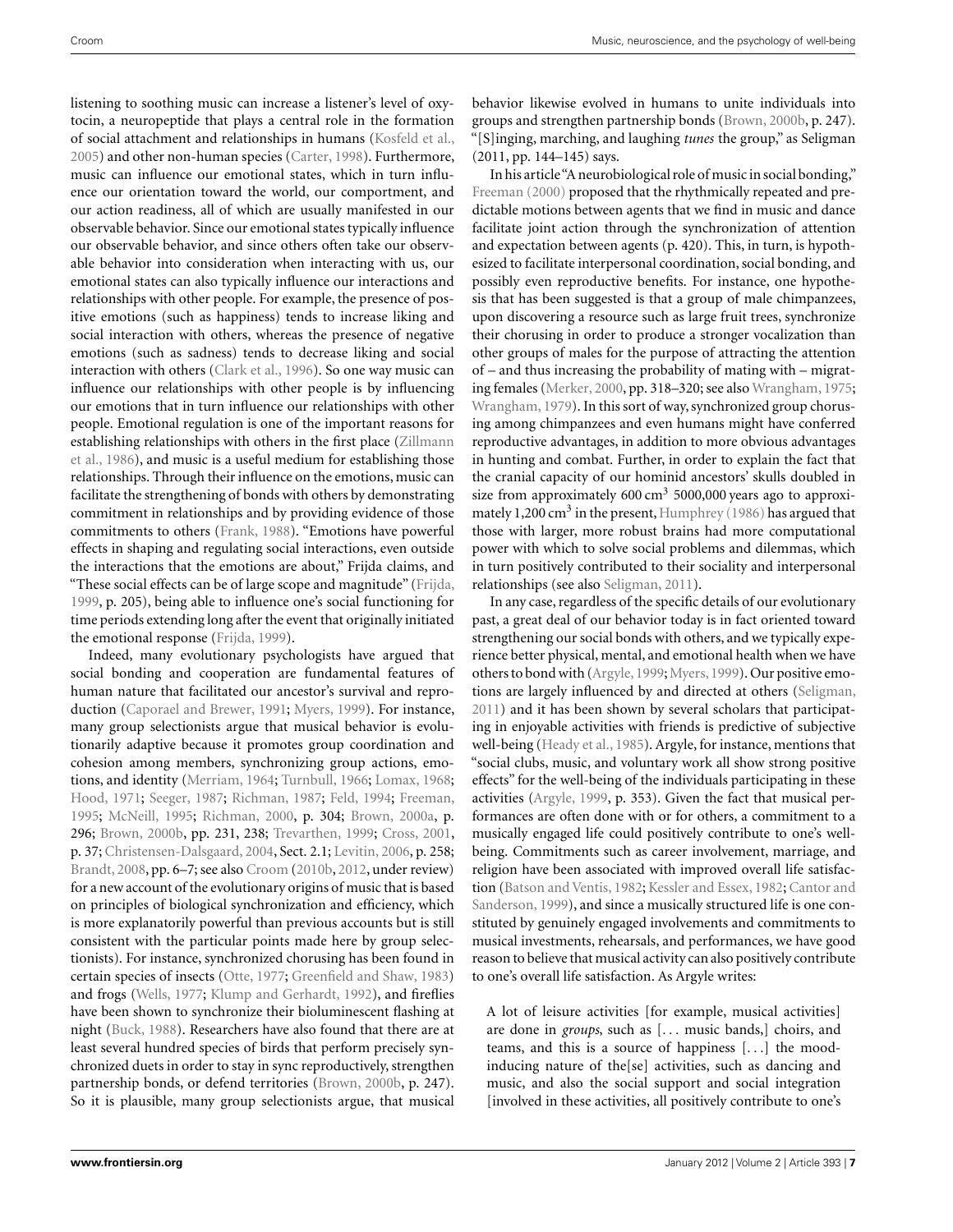listening to soothing music can increase a listener's level of oxytocin, a neuropeptide that plays a central role in the formation of social attachment and relationships in humans (Kosfeld et al., 2005) and other non-human species (Carter, 1998). Furthermore, music can influence our emotional states, which in turn influence our orientation toward the world, our comportment, and our action readiness, all of which are usually manifested in our observable behavior. Since our emotional states typically influence our observable behavior, and since others often take our observable behavior into consideration when interacting with us, our emotional states can also typically influence our interactions and relationships with other people. For example, the presence of positive emotions (such as happiness) tends to increase liking and social interaction with others, whereas the presence of negative emotions (such as sadness) tends to decrease liking and social interaction with others (Clark et al., 1996). So one way music can influence our relationships with other people is by influencing our emotions that in turn influence our relationships with other people. Emotional regulation is one of the important reasons for establishing relationships with others in the first place (Zillmann et al., 1986), and music is a useful medium for establishing those relationships. Through their influence on the emotions, music can facilitate the strengthening of bonds with others by demonstrating commitment in relationships and by providing evidence of those commitments to others (Frank, 1988). "Emotions have powerful effects in shaping and regulating social interactions, even outside the interactions that the emotions are about," Frijda claims, and "These social effects can be of large scope and magnitude" (Frijda, 1999, p. 205), being able to influence one's social functioning for time periods extending long after the event that originally initiated the emotional response (Frijda, 1999).

Indeed, many evolutionary psychologists have argued that social bonding and cooperation are fundamental features of human nature that facilitated our ancestor's survival and reproduction (Caporael and Brewer, 1991; Myers, 1999). For instance, many group selectionists argue that musical behavior is evolutionarily adaptive because it promotes group coordination and cohesion among members, synchronizing group actions, emotions, and identity (Merriam, 1964; Turnbull, 1966; Lomax, 1968; Hood, 1971; Seeger, 1987; Richman, 1987; Feld, 1994; Freeman, 1995; McNeill, 1995; Richman, 2000, p. 304; Brown, 2000a, p. 296; Brown, 2000b, pp. 231, 238; Trevarthen, 1999; Cross, 2001, p. 37; Christensen-Dalsgaard, 2004, Sect. 2.1; Levitin, 2006, p. 258; Brandt, 2008, pp. 6–7; see also Croom (2010b, 2012, under review) for a new account of the evolutionary origins of music that is based on principles of biological synchronization and efficiency, which is more explanatorily powerful than previous accounts but is still consistent with the particular points made here by group selectionists). For instance, synchronized chorusing has been found in certain species of insects (Otte, 1977; Greenfield and Shaw, 1983) and frogs (Wells, 1977; Klump and Gerhardt, 1992), and fireflies have been shown to synchronize their bioluminescent flashing at night (Buck, 1988). Researchers have also found that there are at least several hundred species of birds that perform precisely synchronized duets in order to stay in sync reproductively, strengthen partnership bonds, or defend territories (Brown, 2000b, p. 247). So it is plausible, many group selectionists argue, that musical behavior likewise evolved in humans to unite individuals into groups and strengthen partnership bonds (Brown, 2000b, p. 247). "[S]inging, marching, and laughing *tunes* the group," as Seligman (2011, pp. 144–145) says.

In his article "A neurobiological role of music in social bonding," Freeman (2000) proposed that the rhythmically repeated and predictable motions between agents that we find in music and dance facilitate joint action through the synchronization of attention and expectation between agents (p. 420). This, in turn, is hypothesized to facilitate interpersonal coordination, social bonding, and possibly even reproductive benefits. For instance, one hypothesis that has been suggested is that a group of male chimpanzees, upon discovering a resource such as large fruit trees, synchronize their chorusing in order to produce a stronger vocalization than other groups of males for the purpose of attracting the attention of – and thus increasing the probability of mating with – migrating females (Merker, 2000, pp. 318–320; see also Wrangham, 1975; Wrangham, 1979). In this sort of way, synchronized group chorusing among chimpanzees and even humans might have conferred reproductive advantages, in addition to more obvious advantages in hunting and combat. Further, in order to explain the fact that the cranial capacity of our hominid ancestors' skulls doubled in size from approximately 600 $cm^3$ 5000,000 years ago to approximately 1,200 $cm^3$ in the present, Humphrey (1986) has argued that those with larger, more robust brains had more computational power with which to solve social problems and dilemmas, which in turn positively contributed to their sociality and interpersonal relationships (see also Seligman, 2011).

In any case, regardless of the specific details of our evolutionary past, a great deal of our behavior today is in fact oriented toward strengthening our social bonds with others, and we typically experience better physical, mental, and emotional health when we have others to bond with (Argyle, 1999; Myers, 1999). Our positive emotions are largely influenced by and directed at others (Seligman, 2011) and it has been shown by several scholars that participating in enjoyable activities with friends is predictive of subjective well-being (Heady et al., 1985). Argyle, for instance, mentions that "social clubs, music, and voluntary work all show strong positive effects" for the well-being of the individuals participating in these activities (Argyle, 1999, p. 353). Given the fact that musical performances are often done with or for others, a commitment to a musically engaged life could positively contribute to one's well-being. Commitments such as career involvement, marriage, and religion have been associated with improved overall life satisfaction (Batson and Ventis, 1982; Kessler and Essex, 1982; Cantor and Sanderson, 1999), and since a musically structured life is one constituted by genuinely engaged involvements and commitments to musical investments, rehearsals, and performances, we have good reason to believe that musical activity can also positively contribute to one's overall life satisfaction. As Argyle writes:

> A lot of leisure activities [for example, musical activities] are done in *groups*, such as [... music bands,] choirs, and teams, and this is a source of happiness [...] the mood-inducing nature of the[se] activities, such as dancing and music, and also the social support and social integration [involved in these activities, all positively contribute to one's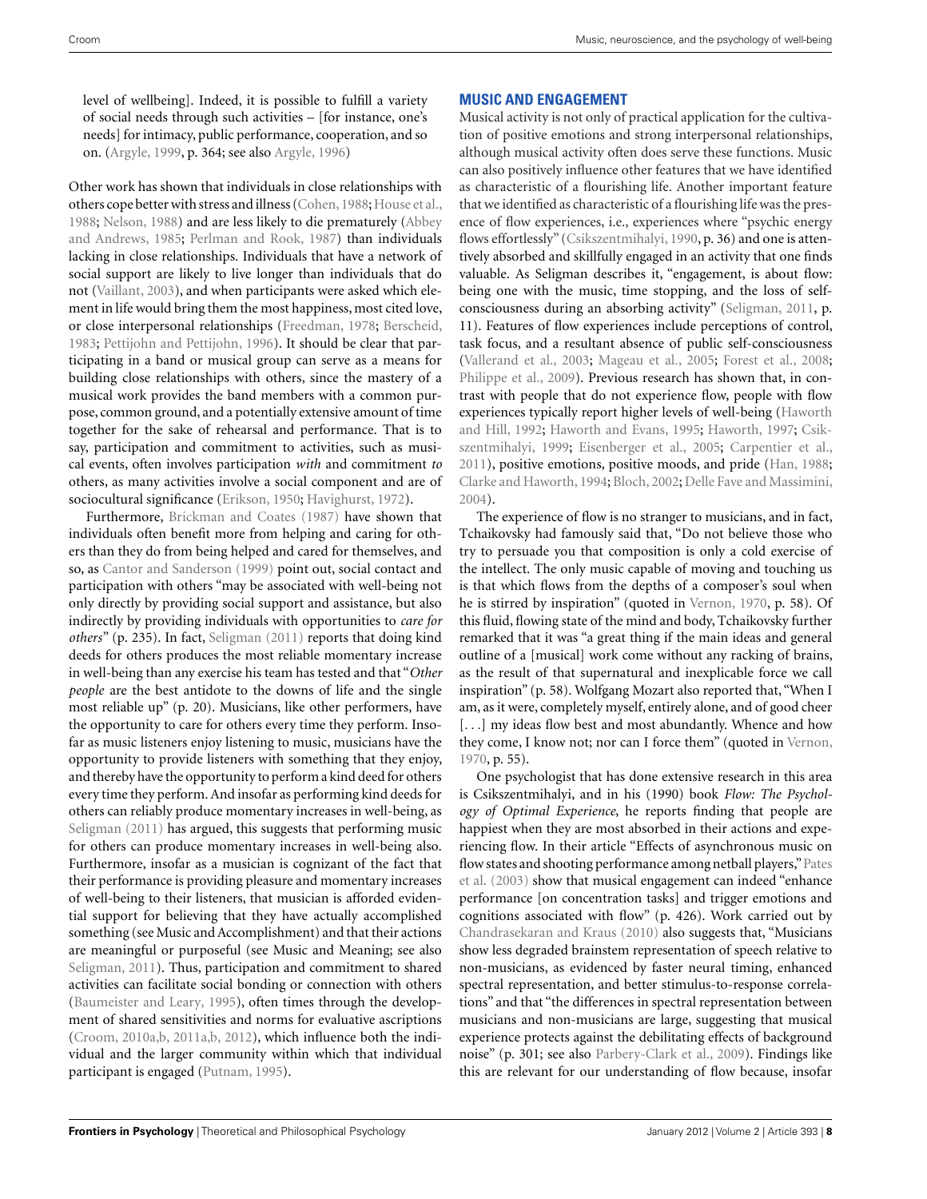level of wellbeing]. Indeed, it is possible to fulfill a variety of social needs through such activities – [for instance, one's needs] for intimacy, public performance, cooperation, and so on. (Argyle, 1999, p. 364; see also Argyle, 1996)

Other work has shown that individuals in close relationships with others cope better with stress and illness (Cohen, 1988; House et al., 1988; Nelson, 1988) and are less likely to die prematurely (Abbey and Andrews, 1985; Perlman and Rook, 1987) than individuals lacking in close relationships. Individuals that have a network of social support are likely to live longer than individuals that do not (Vaillant, 2003), and when participants were asked which element in life would bring them the most happiness, most cited love, or close interpersonal relationships (Freedman, 1978; Berscheid, 1983; Pettijohn and Pettijohn, 1996). It should be clear that participating in a band or musical group can serve as a means for building close relationships with others, since the mastery of a musical work provides the band members with a common purpose, common ground, and a potentially extensive amount of time together for the sake of rehearsal and performance. That is to say, participation and commitment to activities, such as musical events, often involves participation *with* and commitment *to* others, as many activities involve a social component and are of sociocultural significance (Erikson, 1950; Havighurst, 1972).

Furthermore, Brickman and Coates (1987) have shown that individuals often benefit more from helping and caring for others than they do from being helped and cared for themselves, and so, as Cantor and Sanderson (1999) point out, social contact and participation with others "may be associated with well-being not only directly by providing social support and assistance, but also indirectly by providing individuals with opportunities to *care for others*" (p. 235). In fact, Seligman (2011) reports that doing kind deeds for others produces the most reliable momentary increase in well-being than any exercise his team has tested and that "*Other people* are the best antidote to the downs of life and the single most reliable up" (p. 20). Musicians, like other performers, have the opportunity to care for others every time they perform. Insofar as music listeners enjoy listening to music, musicians have the opportunity to provide listeners with something that they enjoy, and thereby have the opportunity to perform a kind deed for others every time they perform. And insofar as performing kind deeds for others can reliably produce momentary increases in well-being, as Seligman (2011) has argued, this suggests that performing music for others can produce momentary increases in well-being also. Furthermore, insofar as a musician is cognizant of the fact that their performance is providing pleasure and momentary increases of well-being to their listeners, that musician is afforded evidential support for believing that they have actually accomplished something (see Music and Accomplishment) and that their actions are meaningful or purposeful (see Music and Meaning; see also Seligman, 2011). Thus, participation and commitment to shared activities can facilitate social bonding or connection with others (Baumeister and Leary, 1995), often times through the development of shared sensitivities and norms for evaluative ascriptions (Croom, 2010a,b, 2011a,b, 2012), which influence both the individual and the larger community within which that individual participant is engaged (Putnam, 1995).

## MUSIC AND ENGAGEMENT

Musical activity is not only of practical application for the cultivation of positive emotions and strong interpersonal relationships, although musical activity often does serve these functions. Music can also positively influence other features that we have identified as characteristic of a flourishing life. Another important feature that we identified as characteristic of a flourishing life was the presence of flow experiences, i.e., experiences where "psychic energy flows effortlessly" (Csikszentmihalyi, 1990, p. 36) and one is attentively absorbed and skillfully engaged in an activity that one finds valuable. As Seligman describes it, "engagement, is about flow: being one with the music, time stopping, and the loss of self-consciousness during an absorbing activity" (Seligman, 2011, p. 11). Features of flow experiences include perceptions of control, task focus, and a resultant absence of public self-consciousness (Vallerand et al., 2003; Mageau et al., 2005; Forest et al., 2008; Philippe et al., 2009). Previous research has shown that, in contrast with people that do not experience flow, people with flow experiences typically report higher levels of well-being (Haworth and Hill, 1992; Haworth and Evans, 1995; Haworth, 1997; Csikszentmihalyi, 1999; Eisenberger et al., 2005; Carpentier et al., 2011), positive emotions, positive moods, and pride (Han, 1988; Clarke and Haworth, 1994; Bloch, 2002; Delle Fave and Massimini, 2004).

The experience of flow is no stranger to musicians, and in fact, Tchaikovsky had famously said that, "Do not believe those who try to persuade you that composition is only a cold exercise of the intellect. The only music capable of moving and touching us is that which flows from the depths of a composer's soul when he is stirred by inspiration" (quoted in Vernon, 1970, p. 58). Of this fluid, flowing state of the mind and body, Tchaikovsky further remarked that it was "a great thing if the main ideas and general outline of a [musical] work come without any racking of brains, as the result of that supernatural and inexplicable force we call inspiration" (p. 58). Wolfgang Mozart also reported that, "When I am, as it were, completely myself, entirely alone, and of good cheer [. . .] my ideas flow best and most abundantly. Whence and how they come, I know not; nor can I force them" (quoted in Vernon, 1970, p. 55).

One psychologist that has done extensive research in this area is Csikszentmihalyi, and in his (1990) book *Flow: The Psychology of Optimal Experience*, he reports finding that people are happiest when they are most absorbed in their actions and experiencing flow. In their article "Effects of asynchronous music on flow states and shooting performance among netball players," Pates et al. (2003) show that musical engagement can indeed "enhance performance [on concentration tasks] and trigger emotions and cognitions associated with flow" (p. 426). Work carried out by Chandrasekaran and Kraus (2010) also suggests that, "Musicians show less degraded brainstem representation of speech relative to non-musicians, as evidenced by faster neural timing, enhanced spectral representation, and better stimulus-to-response correlations" and that "the differences in spectral representation between musicians and non-musicians are large, suggesting that musical experience protects against the debilitating effects of background noise" (p. 301; see also Parbery-Clark et al., 2009). Findings like this are relevant for our understanding of flow because, insofar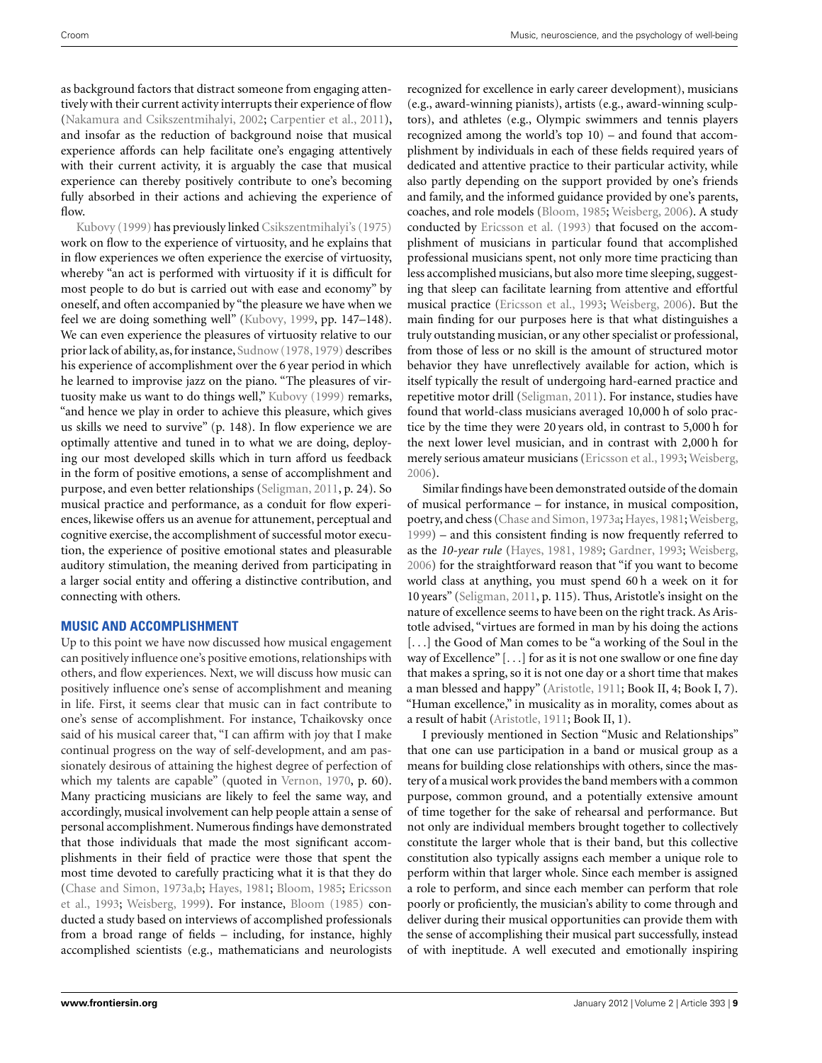as background factors that distract someone from engaging attentively with their current activity interrupts their experience of flow (Nakamura and Csikszentmihalyi, 2002; Carpentier et al., 2011), and insofar as the reduction of background noise that musical experience affords can help facilitate one's engaging attentively with their current activity, it is arguably the case that musical experience can thereby positively contribute to one's becoming fully absorbed in their actions and achieving the experience of flow.

Kubovy (1999) has previously linked Csikszentmihalyi's (1975) work on flow to the experience of virtuosity, and he explains that in flow experiences we often experience the exercise of virtuosity, whereby "an act is performed with virtuosity if it is difficult for most people to do but is carried out with ease and economy" by oneself, and often accompanied by "the pleasure we have when we feel we are doing something well" (Kubovy, 1999, pp. 147–148). We can even experience the pleasures of virtuosity relative to our prior lack of ability, as, for instance, Sudnow (1978, 1979) describes his experience of accomplishment over the 6 year period in which he learned to improvise jazz on the piano. "The pleasures of virtuosity make us want to do things well," Kubovy (1999) remarks, "and hence we play in order to achieve this pleasure, which gives us skills we need to survive" (p. 148). In flow experience we are optimally attentive and tuned in to what we are doing, deploying our most developed skills which in turn afford us feedback in the form of positive emotions, a sense of accomplishment and purpose, and even better relationships (Seligman, 2011, p. 24). So musical practice and performance, as a conduit for flow experiences, likewise offers us an avenue for attunement, perceptual and cognitive exercise, the accomplishment of successful motor execution, the experience of positive emotional states and pleasurable auditory stimulation, the meaning derived from participating in a larger social entity and offering a distinctive contribution, and connecting with others.

## MUSIC AND ACCOMPLISHMENT

Up to this point we have now discussed how musical engagement can positively influence one's positive emotions, relationships with others, and flow experiences. Next, we will discuss how music can positively influence one's sense of accomplishment and meaning in life. First, it seems clear that music can in fact contribute to one's sense of accomplishment. For instance, Tchaikovsky once said of his musical career that, "I can affirm with joy that I make continual progress on the way of self-development, and am passionately desirous of attaining the highest degree of perfection of which my talents are capable" (quoted in Vernon, 1970, p. 60). Many practicing musicians are likely to feel the same way, and accordingly, musical involvement can help people attain a sense of personal accomplishment. Numerous findings have demonstrated that those individuals that made the most significant accomplishments in their field of practice were those that spent the most time devoted to carefully practicing what it is that they do (Chase and Simon, 1973a,b; Hayes, 1981; Bloom, 1985; Ericsson et al., 1993; Weisberg, 1999). For instance, Bloom (1985) conducted a study based on interviews of accomplished professionals from a broad range of fields – including, for instance, highly accomplished scientists (e.g., mathematicians and neurologists recognized for excellence in early career development), musicians (e.g., award-winning pianists), artists (e.g., award-winning sculptors), and athletes (e.g., Olympic swimmers and tennis players recognized among the world's top 10) – and found that accomplishment by individuals in each of these fields required years of dedicated and attentive practice to their particular activity, while also partly depending on the support provided by one's friends and family, and the informed guidance provided by one's parents, coaches, and role models (Bloom, 1985; Weisberg, 2006). A study conducted by Ericsson et al. (1993) that focused on the accomplishment of musicians in particular found that accomplished professional musicians spent, not only more time practicing than less accomplished musicians, but also more time sleeping, suggesting that sleep can facilitate learning from attentive and effortful musical practice (Ericsson et al., 1993; Weisberg, 2006). But the main finding for our purposes here is that what distinguishes a truly outstanding musician, or any other specialist or professional, from those of less or no skill is the amount of structured motor behavior they have unreflectively available for action, which is itself typically the result of undergoing hard-earned practice and repetitive motor drill (Seligman, 2011). For instance, studies have found that world-class musicians averaged 10,000 h of solo practice by the time they were 20 years old, in contrast to 5,000 h for the next lower level musician, and in contrast with 2,000 h for merely serious amateur musicians (Ericsson et al., 1993; Weisberg, 2006).

Similar findings have been demonstrated outside of the domain of musical performance – for instance, in musical composition, poetry, and chess (Chase and Simon, 1973a; Hayes, 1981; Weisberg, 1999) – and this consistent finding is now frequently referred to as the *10-year rule* (Hayes, 1981, 1989; Gardner, 1993; Weisberg, 2006) for the straightforward reason that "if you want to become world class at anything, you must spend 60 h a week on it for 10 years" (Seligman, 2011, p. 115). Thus, Aristotle's insight on the nature of excellence seems to have been on the right track. As Aristotle advised, "virtues are formed in man by his doing the actions [. . .] the Good of Man comes to be "a working of the Soul in the way of Excellence" [. . .] for as it is not one swallow or one fine day that makes a spring, so it is not one day or a short time that makes a man blessed and happy" (Aristotle, 1911; Book II, 4; Book I, 7). "Human excellence," in musicality as in morality, comes about as a result of habit (Aristotle, 1911; Book II, 1).

I previously mentioned in Section "Music and Relationships" that one can use participation in a band or musical group as a means for building close relationships with others, since the mastery of a musical work provides the band members with a common purpose, common ground, and a potentially extensive amount of time together for the sake of rehearsal and performance. But not only are individual members brought together to collectively constitute the larger whole that is their band, but this collective constitution also typically assigns each member a unique role to perform within that larger whole. Since each member is assigned a role to perform, and since each member can perform that role poorly or proficiently, the musician's ability to come through and deliver during their musical opportunities can provide them with the sense of accomplishing their musical part successfully, instead of with ineptitude. A well executed and emotionally inspiring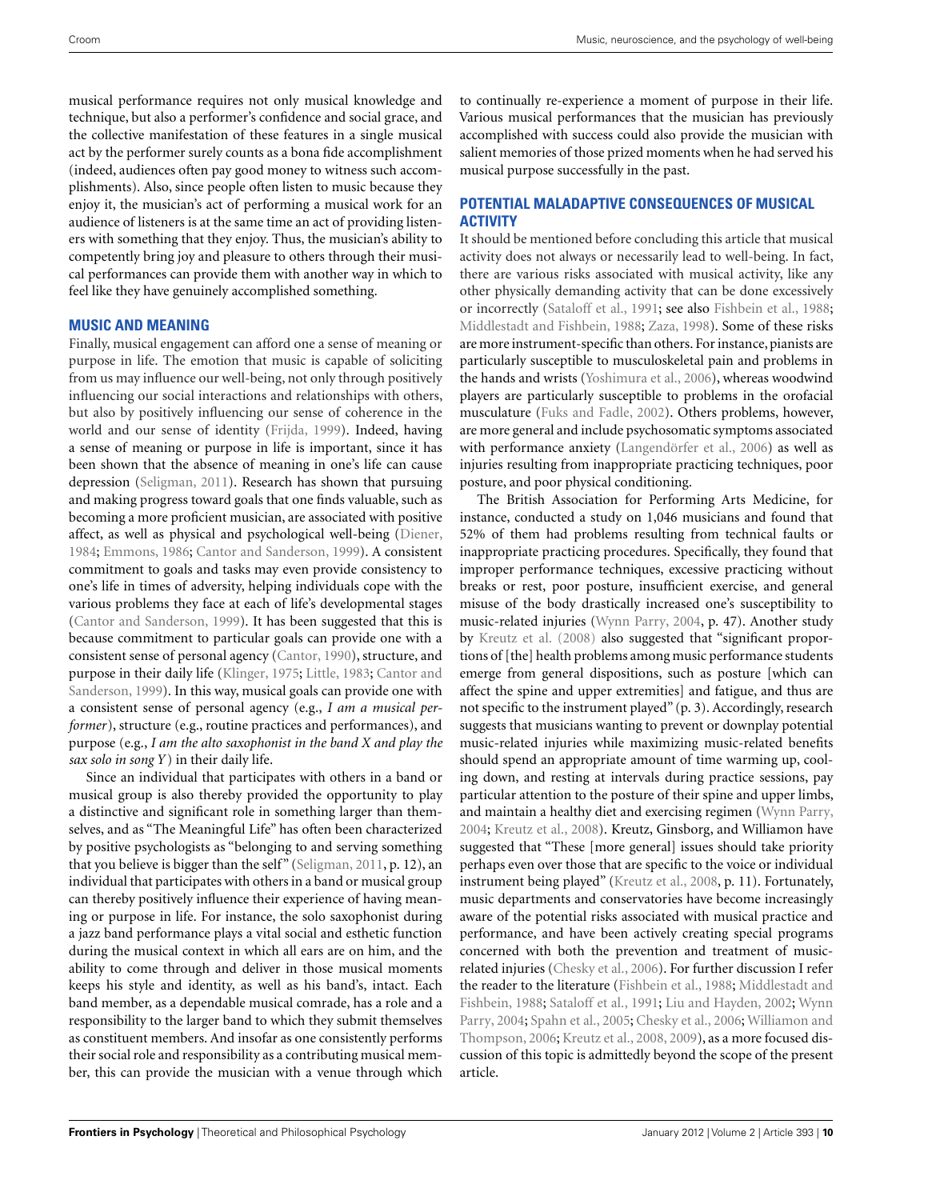musical performance requires not only musical knowledge and technique, but also a performer's confidence and social grace, and the collective manifestation of these features in a single musical act by the performer surely counts as a bona fide accomplishment (indeed, audiences often pay good money to witness such accomplishments). Also, since people often listen to music because they enjoy it, the musician's act of performing a musical work for an audience of listeners is at the same time an act of providing listeners with something that they enjoy. Thus, the musician's ability to competently bring joy and pleasure to others through their musical performances can provide them with another way in which to feel like they have genuinely accomplished something.

## MUSIC AND MEANING

Finally, musical engagement can afford one a sense of meaning or purpose in life. The emotion that music is capable of soliciting from us may influence our well-being, not only through positively influencing our social interactions and relationships with others, but also by positively influencing our sense of coherence in the world and our sense of identity (Frijda, 1999). Indeed, having a sense of meaning or purpose in life is important, since it has been shown that the absence of meaning in one's life can cause depression (Seligman, 2011). Research has shown that pursuing and making progress toward goals that one finds valuable, such as becoming a more proficient musician, are associated with positive affect, as well as physical and psychological well-being (Diener, 1984; Emmons, 1986; Cantor and Sanderson, 1999). A consistent commitment to goals and tasks may even provide consistency to one's life in times of adversity, helping individuals cope with the various problems they face at each of life's developmental stages (Cantor and Sanderson, 1999). It has been suggested that this is because commitment to particular goals can provide one with a consistent sense of personal agency (Cantor, 1990), structure, and purpose in their daily life (Klinger, 1975; Little, 1983; Cantor and Sanderson, 1999). In this way, musical goals can provide one with a consistent sense of personal agency (e.g., *I am a musical performer*), structure (e.g., routine practices and performances), and purpose (e.g., *I am the alto saxophonist in the band X and play the sax solo in song Y*) in their daily life.

Since an individual that participates with others in a band or musical group is also thereby provided the opportunity to play a distinctive and significant role in something larger than themselves, and as "The Meaningful Life" has often been characterized by positive psychologists as "belonging to and serving something that you believe is bigger than the self" (Seligman, 2011, p. 12), an individual that participates with others in a band or musical group can thereby positively influence their experience of having meaning or purpose in life. For instance, the solo saxophonist during a jazz band performance plays a vital social and esthetic function during the musical context in which all ears are on him, and the ability to come through and deliver in those musical moments keeps his style and identity, as well as his band's, intact. Each band member, as a dependable musical comrade, has a role and a responsibility to the larger band to which they submit themselves as constituent members. And insofar as one consistently performs their social role and responsibility as a contributing musical member, this can provide the musician with a venue through which to continually re-experience a moment of purpose in their life. Various musical performances that the musician has previously accomplished with success could also provide the musician with salient memories of those prized moments when he had served his musical purpose successfully in the past.

## POTENTIAL MALADAPTIVE CONSEQUENCES OF MUSICAL ACTIVITY

It should be mentioned before concluding this article that musical activity does not always or necessarily lead to well-being. In fact, there are various risks associated with musical activity, like any other physically demanding activity that can be done excessively or incorrectly (Sataloff et al., 1991; see also Fishbein et al., 1988; Middlestadt and Fishbein, 1988; Zaza, 1998). Some of these risks are more instrument-specific than others. For instance, pianists are particularly susceptible to musculoskeletal pain and problems in the hands and wrists (Yoshimura et al., 2006), whereas woodwind players are particularly susceptible to problems in the orofacial musculature (Fuks and Fadle, 2002). Others problems, however, are more general and include psychosomatic symptoms associated with performance anxiety (Langendörfer et al., 2006) as well as injuries resulting from inappropriate practicing techniques, poor posture, and poor physical conditioning.

The British Association for Performing Arts Medicine, for instance, conducted a study on 1,046 musicians and found that 52% of them had problems resulting from technical faults or inappropriate practicing procedures. Specifically, they found that improper performance techniques, excessive practicing without breaks or rest, poor posture, insufficient exercise, and general misuse of the body drastically increased one's susceptibility to music-related injuries (Wynn Parry, 2004, p. 47). Another study by Kreutz et al. (2008) also suggested that "significant proportions of [the] health problems among music performance students emerge from general dispositions, such as posture [which can affect the spine and upper extremities] and fatigue, and thus are not specific to the instrument played" (p. 3). Accordingly, research suggests that musicians wanting to prevent or downplay potential music-related injuries while maximizing music-related benefits should spend an appropriate amount of time warming up, cooling down, and resting at intervals during practice sessions, pay particular attention to the posture of their spine and upper limbs, and maintain a healthy diet and exercising regimen (Wynn Parry, 2004; Kreutz et al., 2008). Kreutz, Ginsborg, and Williamon have suggested that "These [more general] issues should take priority perhaps even over those that are specific to the voice or individual instrument being played" (Kreutz et al., 2008, p. 11). Fortunately, music departments and conservatories have become increasingly aware of the potential risks associated with musical practice and performance, and have been actively creating special programs concerned with both the prevention and treatment of music-related injuries (Chesky et al., 2006). For further discussion I refer the reader to the literature (Fishbein et al., 1988; Middlestadt and Fishbein, 1988; Sataloff et al., 1991; Liu and Hayden, 2002; Wynn Parry, 2004; Spahn et al., 2005; Chesky et al., 2006; Williamon and Thompson, 2006; Kreutz et al., 2008, 2009), as a more focused discussion of this topic is admittedly beyond the scope of the present article.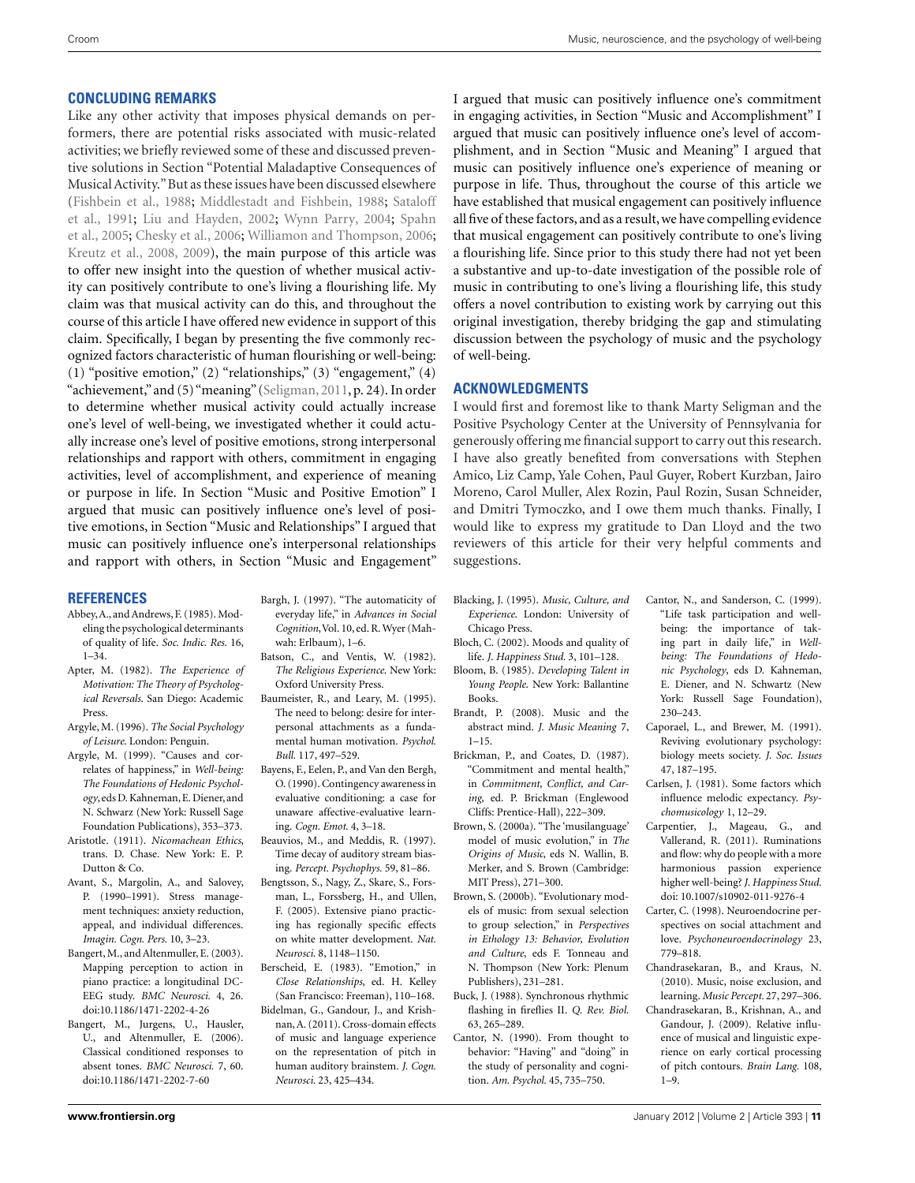## CONCLUDING REMARKS

Like any other activity that imposes physical demands on performers, there are potential risks associated with music-related activities; we briefly reviewed some of these and discussed preventive solutions in Section "Potential Maladaptive Consequences of Musical Activity." But as these issues have been discussed elsewhere (Fishbein et al., 1988; Middlestadt and Fishbein, 1988; Sataloff et al., 1991; Liu and Hayden, 2002; Wynn Parry, 2004; Spahn et al., 2005; Chesky et al., 2006; Williamon and Thompson, 2006; Kreutz et al., 2008, 2009), the main purpose of this article was to offer new insight into the question of whether musical activity can positively contribute to one's living a flourishing life. My claim was that musical activity can do this, and throughout the course of this article I have offered new evidence in support of this claim. Specifically, I began by presenting the five commonly recognized factors characteristic of human flourishing or well-being: (1) "positive emotion," (2) "relationships," (3) "engagement," (4) "achievement," and (5) "meaning" (Seligman, 2011, p. 24). In order to determine whether musical activity could actually increase one's level of well-being, we investigated whether it could actually increase one's level of positive emotions, strong interpersonal relationships and rapport with others, commitment in engaging activities, level of accomplishment, and experience of meaning or purpose in life. In Section "Music and Positive Emotion" I argued that music can positively influence one's level of positive emotions, in Section "Music and Relationships" I argued that music can positively influence one's interpersonal relationships and rapport with others, in Section "Music and Engagement" I argued that music can positively influence one's commitment in engaging activities, in Section "Music and Accomplishment" I argued that music can positively influence one's level of accomplishment, and in Section "Music and Meaning" I argued that music can positively influence one's experience of meaning or purpose in life. Thus, throughout the course of this article we have established that musical engagement can positively influence all five of these factors, and as a result, we have compelling evidence that musical engagement can positively contribute to one's living a flourishing life. Since prior to this study there had not yet been a substantive and up-to-date investigation of the possible role of music in contributing to one's living a flourishing life, this study offers a novel contribution to existing work by carrying out this original investigation, thereby bridging the gap and stimulating discussion between the psychology of music and the psychology of well-being.

## ACKNOWLEDGMENTS

I would first and foremost like to thank Marty Seligman and the Positive Psychology Center at the University of Pennsylvania for generously offering me financial support to carry out this research. I have also greatly benefited from conversations with Stephen Amico, Liz Camp, Yale Cohen, Paul Guyer, Robert Kurzban, Jairo Moreno, Carol Muller, Alex Rozin, Paul Rozin, Susan Schneider, and Dmitri Tymoczko, and I owe them much thanks. Finally, I would like to express my gratitude to Dan Lloyd and the two reviewers of this article for their very helpful comments and suggestions.

## REFERENCES

Abbey, A., and Andrews, F. (1985). Modeling the psychological determinants of quality of life. *Soc. Indic. Res.* 16, 1–34.

Apter, M. (1982). *The Experience of Motivation: The Theory of Psychological Reversals*. San Diego: Academic Press.

Argyle, M. (1996). *The Social Psychology of Leisure*. London: Penguin.

Argyle, M. (1999). "Causes and correlates of happiness," in *Well-being: The Foundations of Hedonic Psychology*, eds D. Kahneman, E. Diener, and N. Schwarz (New York: Russell Sage Foundation Publications), 353–373.

Aristotle. (1911). *Nicomachean Ethics*, trans. D. Chase. New York: E. P. Dutton & Co.

Avant, S., Margolin, A., and Salovey, P. (1990–1991). Stress management techniques: anxiety reduction, appeal, and individual differences. *Imagin. Cogn. Pers.* 10, 3–23.

Bangert, M., and Altenmuller, E. (2003). Mapping perception to action in piano practice: a longitudinal DC-EEG study. *BMC Neurosci.* 4, 26. doi:10.1186/1471-2202-4-26

Bangert, M., Jurgens, U., Hausler, U., and Altenmuller, E. (2006). Classical conditioned responses to absent tones. *BMC Neurosci.* 7, 60. doi:10.1186/1471-2202-7-60

Bargh, J. (1997). "The automaticity of everyday life," in *Advances in Social Cognition*, Vol. 10, ed. R. Wyer (Mahwah: Erlbaum), 1–6.

Batson, C., and Ventis, W. (1982). *The Religious Experience*. New York: Oxford University Press.

Baumeister, R., and Leary, M. (1995). The need to belong: desire for interpersonal attachments as a fundamental human motivation. *Psychol. Bull.* 117, 497–529.

Bayens, F., Eelen, P., and Van den Bergh, O. (1990). Contingency awareness in evaluative conditioning: a case for unaware affective-evaluative learning. *Cogn. Emot.* 4, 3–18.

Beauvios, M., and Meddis, R. (1997). Time decay of auditory stream biasing. *Percept. Psychophys.* 59, 81–86.

Bengtsson, S., Nagy, Z., Skare, S., Forsman, L., Forssberg, H., and Ullen, F. (2005). Extensive piano practicing has regionally specific effects on white matter development. *Nat. Neurosci.* 8, 1148–1150.

Berscheid, E. (1983). "Emotion," in *Close Relationships*, ed. H. Kelley (San Francisco: Freeman), 110–168.

Bidelman, G., Gandour, J., and Krishnan, A. (2011). Cross-domain effects of music and language experience on the representation of pitch in human auditory brainstem. *J. Cogn. Neurosci.* 23, 425–434.

Blacking, J. (1995). *Music, Culture, and Experience*. London: University of Chicago Press.

Bloch, C. (2002). Moods and quality of life. *J. Happiness Stud.* 3, 101–128.

Bloom, B. (1985). *Developing Talent in Young People*. New York: Ballantine Books.

Brandt, P. (2008). Music and the abstract mind. *J. Music Meaning* 7, 1–15.

Brickman, P., and Coates, D. (1987). "Commitment and mental health," in *Commitment, Conflict, and Caring*, ed. P. Brickman (Englewood Cliffs: Prentice-Hall), 222–309.

Brown, S. (2000a). "The 'musilanguage' model of music evolution," in *The Origins of Music*, eds N. Wallin, B. Merker, and S. Brown (Cambridge: MIT Press), 271–300.

Brown, S. (2000b). "Evolutionary models of music: from sexual selection to group selection," in *Perspectives in Ethology 13: Behavior, Evolution and Culture*, eds F. Tonneau and N. Thompson (New York: Plenum Publishers), 231–281.

Buck, J. (1988). Synchronous rhythmic flashing in fireflies II. *Q. Rev. Biol.* 63, 265–289.

Cantor, N. (1990). From thought to behavior: "Having" and "doing" in the study of personality and cognition. *Am. Psychol.* 45, 735–750.

Cantor, N., and Sanderson, C. (1999). "Life task participation and well-being: the importance of taking part in daily life," in *Well-being: The Foundations of Hedonic Psychology*, eds D. Kahneman, E. Diener, and N. Schwartz (New York: Russell Sage Foundation), 230–243.

Caporael, L., and Brewer, M. (1991). Reviving evolutionary psychology: biology meets society. *J. Soc. Issues* 47, 187–195.

Carlsen, J. (1981). Some factors which influence melodic expectancy. *Psychomusicology* 1, 12–29.

Carpentier, J., Mageau, G., and Vallerand, R. (2011). Ruminations and flow: why do people with a more harmonious passion experience higher well-being? *J. Happiness Stud.* doi: 10.1007/s10902-011-9276-4

Carter, C. (1998). Neuroendocrine perspectives on social attachment and love. *Psychoneuroendocrinology* 23, 779–818.

Chandrasekaran, B., and Kraus, N. (2010). Music, noise exclusion, and learning. *Music Percept.* 27, 297–306.

Chandrasekaran, B., Krishnan, A., and Gandour, J. (2009). Relative influence of musical and linguistic experience on early cortical processing of pitch contours. *Brain Lang.* 108, 1–9.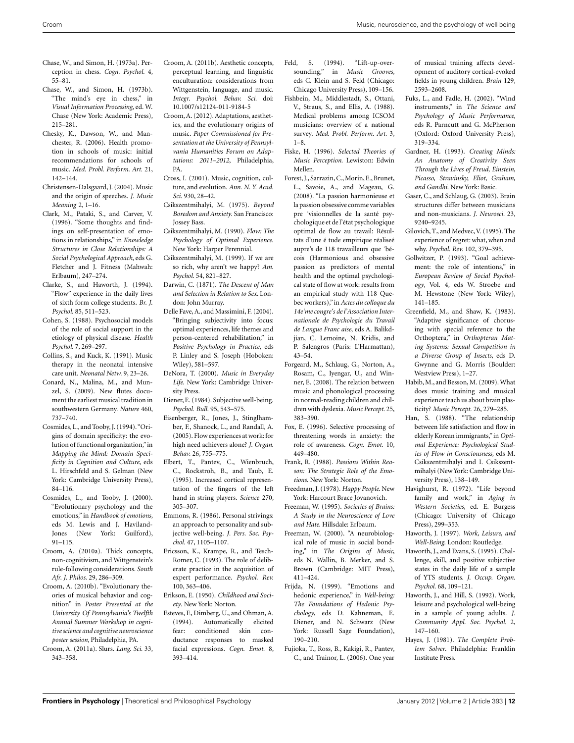Chase, W., and Simon, H. (1973a). Perception in chess. *Cogn. Psychol.* 4, 55–81.

Chase, W., and Simon, H. (1973b). "The mind's eye in chess," in *Visual Information Processing*, ed. W. Chase (New York: Academic Press), 215–281.

Chesky, K., Dawson, W., and Manchester, R. (2006). Health promotion in schools of music: initial recommendations for schools of music. *Med. Probl. Perform. Art.* 21, 142–144.

Christensen-Dalsgaard, J. (2004). Music and the origin of speeches. *J. Music Meaning* 2, 1–16.

Clark, M., Pataki, S., and Carver, V. (1996). "Some thoughts and findings on self-presentation of emotions in relationships," in *Knowledge Structures in Close Relationships: A Social Psychological Approach*, eds G. Fletcher and J. Fitness (Mahwah: Erlbaum), 247–274.

Clarke, S., and Haworth, J. (1994). "Flow" experience in the daily lives of sixth form college students. *Br. J. Psychol.* 85, 511–523.

Cohen, S. (1988). Psychosocial models of the role of social support in the etiology of physical disease. *Health Psychol.* 7, 269–297.

Collins, S., and Kuck, K. (1991). Music therapy in the neonatal intensive care unit. *Neonatal Netw.* 9, 23–26.

Conard, N., Malina, M., and Munzel, S. (2009). New flutes document the earliest musical tradition in southwestern Germany. *Nature* 460, 737–740.

Cosmides, L., and Tooby, J. (1994). "Origins of domain specificity: the evolution of functional organization," in *Mapping the Mind: Domain Specificity in Cognition and Culture*, eds L. Hirschfeld and S. Gelman (New York: Cambridge University Press), 84–116.

Cosmides, L., and Tooby, J. (2000). "Evolutionary psychology and the emotions," in *Handbook of emotions*, eds M. Lewis and J. Haviland-Jones (New York: Guilford), 91–115.

Croom, A. (2010a). Thick concepts, non-cognitivism, and Wittgenstein's rule-following considerations. *South Afr. J. Philos.* 29, 286–309.

Croom, A. (2010b). "Evolutionary theories of musical behavior and cognition" in *Poster Presented at the University Of Pennsylvania's Twelfth Annual Summer Workshop in cognitive science and cognitive neuroscience poster session*, Philadelphia, PA.

Croom, A. (2011a). Slurs. *Lang. Sci.* 33, 343–358.

Croom, A. (2011b). Aesthetic concepts, perceptual learning, and linguistic enculturation: considerations from Wittgenstein, language, and music. *Integr. Psychol. Behav. Sci.* doi: 10.1007/s12124-011-9184-5

Croom, A. (2012). Adaptations, aesthetics, and the evolutionary origins of music. *Paper Commissioned for Presentation at the University of Pennsylvania Humanities Forum on Adaptations: 2011–2012*, Philadelphia, PA.

Cross, I. (2001). Music, cognition, culture, and evolution. *Ann. N. Y. Acad. Sci.* 930, 28–42.

Csikszentmihalyi, M. (1975). *Beyond Boredom and Anxiety*. San Francisco: Jossey Bass.

Csikszentmihalyi, M. (1990). *Flow: The Psychology of Optimal Experience*. New York: Harper Perennial.

Csikszentmihalyi, M. (1999). If we are so rich, why aren't we happy? *Am. Psychol.* 54, 821–827.

Darwin, C. (1871). *The Descent of Man and Selection in Relation to Sex*. London: John Murray.

Delle Fave, A., and Massimini, F. (2004). "Bringing subjectivity into focus: optimal experiences, life themes and person-centered rehabilitation," in *Positive Psychology in Practice*, eds P. Linley and S. Joseph (Hoboken: Wiley), 581–597.

DeNora, T. (2000). *Music in Everyday Life*. New York: Cambridge University Press.

Diener, E. (1984). Subjective well-being. *Psychol. Bull.* 95, 543–575.

Eisenberger, R., Jones, J., Stinglhamber, F., Shanock, L., and Randall, A. (2005). Flow experiences at work: for high need achievers alone? *J. Organ. Behav.* 26, 755–775.

Elbert, T., Pantev, C., Wienbruch, C., Rockstroh, B., and Taub, E. (1995). Increased cortical representation of the fingers of the left hand in string players. *Science* 270, 305–307.

Emmons, R. (1986). Personal strivings: an approach to personality and subjective well-being. *J. Pers. Soc. Psychol.* 47, 1105–1107.

Ericsson, K., Krampe, R., and Tesch-Romer, C. (1993). The role of deliberate practice in the acquisition of expert performance. *Psychol. Rev.* 100, 363–406.

Erikson, E. (1950). *Childhood and Society*. New York: Norton.

Esteves, F., Dimberg, U., and Ohman, A. (1994). Automatically elicited fear: conditioned skin conductance responses to masked facial expressions. *Cogn. Emot.* 8, 393–414.

Feld, S. (1994). "Lift-up-over-sounding," in *Music Grooves*, eds C. Klein and S. Feld (Chicago: Chicago University Press), 109–156.

Fishbein, M., Middlestadt, S., Ottani, V., Straus, S., and Ellis, A. (1988). Medical problems among ICSOM musicians: overview of a national survey. *Med. Probl. Perform. Art.* 3, 1–8.

Fiske, H. (1996). *Selected Theories of Music Perception*. Lewiston: Edwin Mellen.

Forest, J., Sarrazin, C., Morin, E., Brunet, L., Savoie, A., and Mageau, G. (2008). "La passion harmonieuse et la passion obsessive comme variables pre ́visionnelles de la santé psychologique et de l'état psychologique optimal de flow au travail: Résultats d'une é tude empirique réaliseé aupre's de 118 travailleurs que ́bécois (Harmonious and obsessive passion as predictors of mental health and the optimal psychological state of flow at work: results from an empirical study with 118 Quebec workers)," in *Actes du colloque du 14e'me congre's de l'Association Internationale de Psychologie du Travail de Langue Franc aise*, eds A. Balikdjian, C. Lemoine, N. Kridis, and P. Salengros (Paris: L'Harmattan), 43–54.

Forgeard, M., Schlaug, G., Norton, A., Rosam, C., Iyengar, U., and Winner, E. (2008). The relation between music and phonological processing in normal-reading children and children with dyslexia. *Music Percept.* 25, 383–390.

Fox, E. (1996). Selective processing of threatening words in anxiety: the role of awareness. *Cogn. Emot.* 10, 449–480.

Frank, R. (1988). *Passions Within Reason: The Strategic Role of the Emotions*. New York: Norton.

Freedman, J. (1978). *Happy People*. New York: Harcourt Brace Jovanovich.

Freeman, W. (1995). *Societies of Brains: A Study in the Neuroscience of Love and Hate*. Hillsdale: Erlbaum.

Freeman, W. (2000). "A neurobiological role of music in social bonding," in *The Origins of Music*, eds N. Wallin, B. Merker, and S. Brown (Cambridge: MIT Press), 411–424.

Frijda, N. (1999). "Emotions and hedonic experience," in *Well-being: The Foundations of Hedonic Psychology*, eds D. Kahneman, E. Diener, and N. Schwarz (New York: Russell Sage Foundation), 190–210.

Fujioka, T., Ross, B., Kakigi, R., Pantev, C., and Trainor, L. (2006). One year of musical training affects development of auditory cortical-evoked fields in young children. *Brain* 129, 2593–2608.

Fuks, L., and Fadle, H. (2002). "Wind instruments," in *The Science and Psychology of Music Performance*, eds R. Parncutt and G. McPherson (Oxford: Oxford University Press), 319–334.

Gardner, H. (1993). *Creating Minds: An Anatomy of Creativity Seen Through the Lives of Freud, Einstein, Picasso, Stravinsky, Eliot, Graham, and Gandhi*. New York: Basic.

Gaser, C., and Schlaug, G. (2003). Brain structures differ between musicians and non-musicians. *J. Neurosci.* 23, 9240–9245.

Gilovich, T., and Medvec, V. (1995). The experience of regret: what, when and why. *Psychol. Rev.* 102, 379–395.

Gollwitzer, P. (1993). "Goal achievement: the role of intentions," in *European Review of Social Psychology*, Vol. 4, eds W. Stroebe and M. Hewstone (New York: Wiley), 141–185.

Greenfield, M., and Shaw, K. (1983). "Adaptive significance of chorusing with special reference to the Orthoptera," in *Orthopteran Mating Systems: Sexual Competition in a Diverse Group of Insects*, eds D. Gwynne and G. Morris (Boulder: Westview Press), 1–27.

Habib, M., and Besson, M. (2009). What does music training and musical experience teach us about brain plasticity? *Music Percept.* 26, 279–285.

Han, S. (1988). "The relationship between life satisfaction and flow in elderly Korean immigrants," in *Optimal Experience: Psychological Studies of Flow in Consciousness*, eds M. Csikszentmihalyi and I. Csikszentmihalyi (New York: Cambridge University Press), 138–149.

Havighurst, R. (1972). "Life beyond family and work," in *Aging in Western Societies*, ed. E. Burgess (Chicago: University of Chicago Press), 299–353.

Haworth, J. (1997). *Work, Leisure, and Well-Being*. London: Routledge.

Haworth, J., and Evans, S. (1995). Challenge, skill, and positive subjective states in the daily life of a sample of YTS students. *J. Occup. Organ. Psychol.* 68, 109–121.

Haworth, J., and Hill, S. (1992). Work, leisure and psychological well-being in a sample of young adults. *J. Community Appl. Soc. Psychol.* 2, 147–160.

Hayes, J. (1981). *The Complete Problem Solver*. Philadelphia: Franklin Institute Press.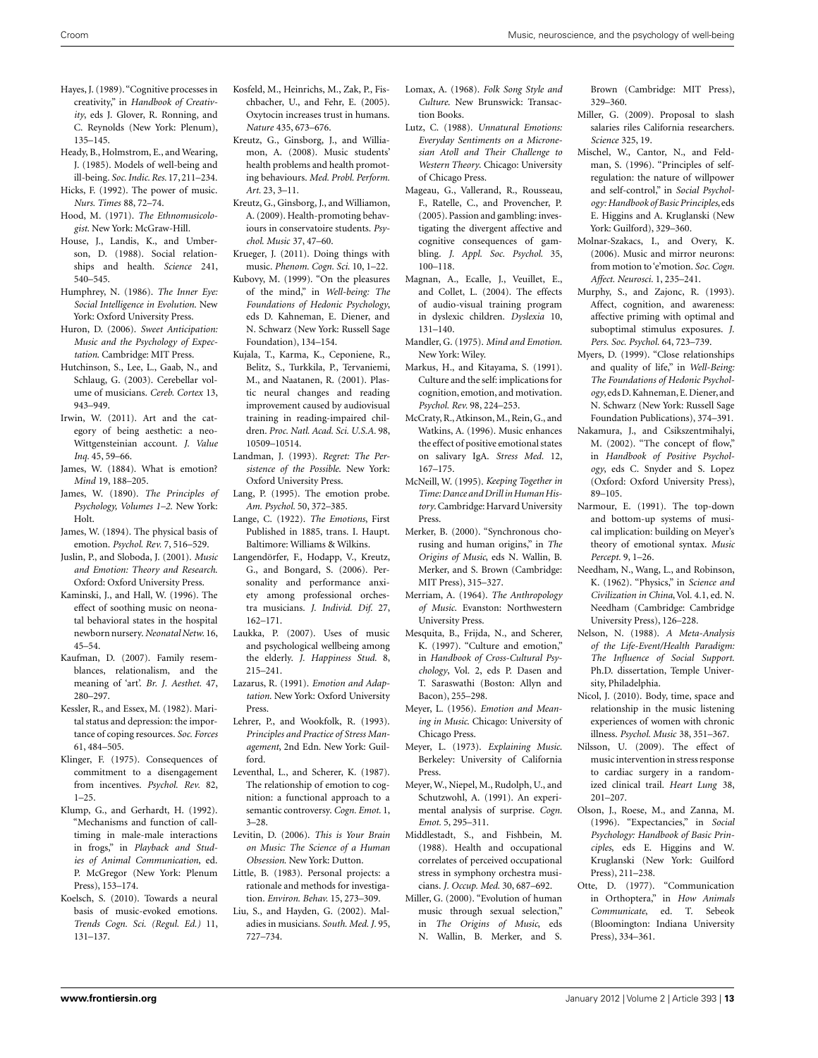Hayes, J. (1989). "Cognitive processes in creativity," in *Handbook of Creativity*, eds J. Glover, R. Ronning, and C. Reynolds (New York: Plenum), 135–145.

Heady, B., Holmstrom, E., and Wearing, J. (1985). Models of well-being and ill-being. *Soc. Indic. Res.* 17, 211–234.

Hicks, F. (1992). The power of music. *Nurs. Times* 88, 72–74.

Hood, M. (1971). *The Ethnomusicologist*. New York: McGraw-Hill.

House, J., Landis, K., and Umberson, D. (1988). Social relationships and health. *Science* 241, 540–545.

Humphrey, N. (1986). *The Inner Eye: Social Intelligence in Evolution*. New York: Oxford University Press.

Huron, D. (2006). *Sweet Anticipation: Music and the Psychology of Expectation*. Cambridge: MIT Press.

Hutchinson, S., Lee, L., Gaab, N., and Schlaug, G. (2003). Cerebellar volume of musicians. *Cereb. Cortex* 13, 943–949.

Irwin, W. (2011). Art and the category of being aesthetic: a neo-Wittgensteinian account. *J. Value Inq.* 45, 59–66.

James, W. (1884). What is emotion? *Mind* 19, 188–205.

James, W. (1890). *The Principles of Psychology, Volumes 1–2*. New York: Holt.

James, W. (1894). The physical basis of emotion. *Psychol. Rev.* 7, 516–529.

Juslin, P., and Sloboda, J. (2001). *Music and Emotion: Theory and Research*. Oxford: Oxford University Press.

Kaminski, J., and Hall, W. (1996). The effect of soothing music on neonatal behavioral states in the hospital newborn nursery. *Neonatal Netw.* 16, 45–54.

Kaufman, D. (2007). Family resemblances, relationalism, and the meaning of 'art'. *Br. J. Aesthet.* 47, 280–297.

Kessler, R., and Essex, M. (1982). Marital status and depression: the importance of coping resources. *Soc. Forces* 61, 484–505.

Klinger, F. (1975). Consequences of commitment to a disengagement from incentives. *Psychol. Rev.* 82, 1–25.

Klump, G., and Gerhardt, H. (1992). "Mechanisms and function of call-timing in male-male interactions in frogs," in *Playback and Studies of Animal Communication*, ed. P. McGregor (New York: Plenum Press), 153–174.

Koelsch, S. (2010). Towards a neural basis of music-evoked emotions. *Trends Cogn. Sci. (Regul. Ed.)* 11, 131–137.

Kosfeld, M., Heinrichs, M., Zak, P., Fischbacher, U., and Fehr, E. (2005). Oxytocin increases trust in humans. *Nature* 435, 673–676.

Kreutz, G., Ginsborg, J., and Williamon, A. (2008). Music students' health problems and health promoting behaviours. *Med. Probl. Perform. Art.* 23, 3–11.

Kreutz, G., Ginsborg, J., and Williamon, A. (2009). Health-promoting behaviours in conservatoire students. *Psychol. Music* 37, 47–60.

Krueger, J. (2011). Doing things with music. *Phenom. Cogn. Sci.* 10, 1–22.

Kubovy, M. (1999). "On the pleasures of the mind," in *Well-being: The Foundations of Hedonic Psychology*, eds D. Kahneman, E. Diener, and N. Schwarz (New York: Russell Sage Foundation), 134–154.

Kujala, T., Karma, K., Ceponiene, R., Belitz, S., Turkkila, P., Tervaniemi, M., and Naatanen, R. (2001). Plastic neural changes and reading improvement caused by audiovisual training in reading-impaired children. *Proc. Natl. Acad. Sci. U.S.A.* 98, 10509–10514.

Landman, J. (1993). *Regret: The Persistence of the Possible*. New York: Oxford University Press.

Lang, P. (1995). The emotion probe. *Am. Psychol.* 50, 372–385.

Lange, C. (1922). *The Emotions*, First Published in 1885, trans. I. Haupt. Baltimore: Williams & Wilkins.

Langendörfer, F., Hodapp, V., Kreutz, G., and Bongard, S. (2006). Personality and performance anxiety among professional orchestra musicians. *J. Individ. Dif.* 27, 162–171.

Laukka, P. (2007). Uses of music and psychological wellbeing among the elderly. *J. Happiness Stud.* 8, 215–241.

Lazarus, R. (1991). *Emotion and Adaptation*. New York: Oxford University Press.

Lehrer, P., and Wookfolk, R. (1993). *Principles and Practice of Stress Management*, 2nd Edn. New York: Guilford.

Leventhal, L., and Scherer, K. (1987). The relationship of emotion to cognition: a functional approach to a semantic controversy. *Cogn. Emot.* 1, 3–28.

Levitin, D. (2006). *This is Your Brain on Music: The Science of a Human Obsession*. New York: Dutton.

Little, B. (1983). Personal projects: a rationale and methods for investigation. *Environ. Behav.* 15, 273–309.

Liu, S., and Hayden, G. (2002). Maladies in musicians. *South. Med. J.* 95, 727–734.

Lomax, A. (1968). *Folk Song Style and Culture*. New Brunswick: Transaction Books.

Lutz, C. (1988). *Unnatural Emotions: Everyday Sentiments on a Micronesian Atoll and Their Challenge to Western Theory*. Chicago: University of Chicago Press.

Mageau, G., Vallerand, R., Rousseau, F., Ratelle, C., and Provencher, P. (2005). Passion and gambling: investigating the divergent affective and cognitive consequences of gambling. *J. Appl. Soc. Psychol.* 35, 100–118.

Magnan, A., Ecalle, J., Veuillet, E., and Collet, L. (2004). The effects of audio-visual training program in dyslexic children. *Dyslexia* 10, 131–140.

Mandler, G. (1975). *Mind and Emotion*. New York: Wiley.

Markus, H., and Kitayama, S. (1991). Culture and the self: implications for cognition, emotion, and motivation. *Psychol. Rev.* 98, 224–253.

McCraty, R., Atkinson, M., Rein, G., and Watkins, A. (1996). Music enhances the effect of positive emotional states on salivary IgA. *Stress Med.* 12, 167–175.

McNeill, W. (1995). *Keeping Together in Time: Dance and Drill in Human History*. Cambridge: Harvard University Press.

Merker, B. (2000). "Synchronous chorusing and human origins," in *The Origins of Music*, eds N. Wallin, B. Merker, and S. Brown (Cambridge: MIT Press), 315–327.

Merriam, A. (1964). *The Anthropology of Music*. Evanston: Northwestern University Press.

Mesquita, B., Frijda, N., and Scherer, K. (1997). "Culture and emotion," in *Handbook of Cross-Cultural Psychology*, Vol. 2, eds P. Dasen and T. Saraswathi (Boston: Allyn and Bacon), 255–298.

Meyer, L. (1956). *Emotion and Meaning in Music*. Chicago: University of Chicago Press.

Meyer, L. (1973). *Explaining Music*. Berkeley: University of California Press.

Meyer, W., Niepel, M., Rudolph, U., and Schutzwohl, A. (1991). An experimental analysis of surprise. *Cogn. Emot.* 5, 295–311.

Middlestadt, S., and Fishbein, M. (1988). Health and occupational correlates of perceived occupational stress in symphony orchestra musicians. *J. Occup. Med.* 30, 687–692.

Miller, G. (2000). "Evolution of human music through sexual selection," in *The Origins of Music*, eds N. Wallin, B. Merker, and S. Brown (Cambridge: MIT Press), 329–360.

Miller, G. (2009). Proposal to slash salaries riles California researchers. *Science* 325, 19.

Mischel, W., Cantor, N., and Feldman, S. (1996). "Principles of self-regulation: the nature of willpower and self-control," in *Social Psychology: Handbook of Basic Principles*, eds E. Higgins and A. Kruglanski (New York: Guilford), 329–360.

Molnar-Szakacs, I., and Overy, K. (2006). Music and mirror neurons: from motion to 'e'motion. *Soc. Cogn. Affect. Neurosci.* 1, 235–241.

Murphy, S., and Zajonc, R. (1993). Affect, cognition, and awareness: affective priming with optimal and suboptimal stimulus exposures. *J. Pers. Soc. Psychol.* 64, 723–739.

Myers, D. (1999). "Close relationships and quality of life," in *Well-Being: The Foundations of Hedonic Psychology*, eds D. Kahneman, E. Diener, and N. Schwarz (New York: Russell Sage Foundation Publications), 374–391.

Nakamura, J., and Csikszentmihalyi, M. (2002). "The concept of flow," in *Handbook of Positive Psychology*, eds C. Snyder and S. Lopez (Oxford: Oxford University Press), 89–105.

Narmour, E. (1991). The top-down and bottom-up systems of musical implication: building on Meyer's theory of emotional syntax. *Music Percept.* 9, 1–26.

Needham, N., Wang, L., and Robinson, K. (1962). "Physics," in *Science and Civilization in China*, Vol. 4.1, ed. N. Needham (Cambridge: Cambridge University Press), 126–228.

Nelson, N. (1988). *A Meta-Analysis of the Life-Event/Health Paradigm: The Influence of Social Support*. Ph.D. dissertation, Temple University, Philadelphia.

Nicol, J. (2010). Body, time, space and relationship in the music listening experiences of women with chronic illness. *Psychol. Music* 38, 351–367.

Nilsson, U. (2009). The effect of music intervention in stress response to cardiac surgery in a randomized clinical trail. *Heart Lung* 38, 201–207.

Olson, J., Roese, M., and Zanna, M. (1996). "Expectancies," in *Social Psychology: Handbook of Basic Principles*, eds E. Higgins and W. Kruglanski (New York: Guilford Press), 211–238.

Otte, D. (1977). "Communication in Orthoptera," in *How Animals Communicate*, ed. T. Sebeok (Bloomington: Indiana University Press), 334–361.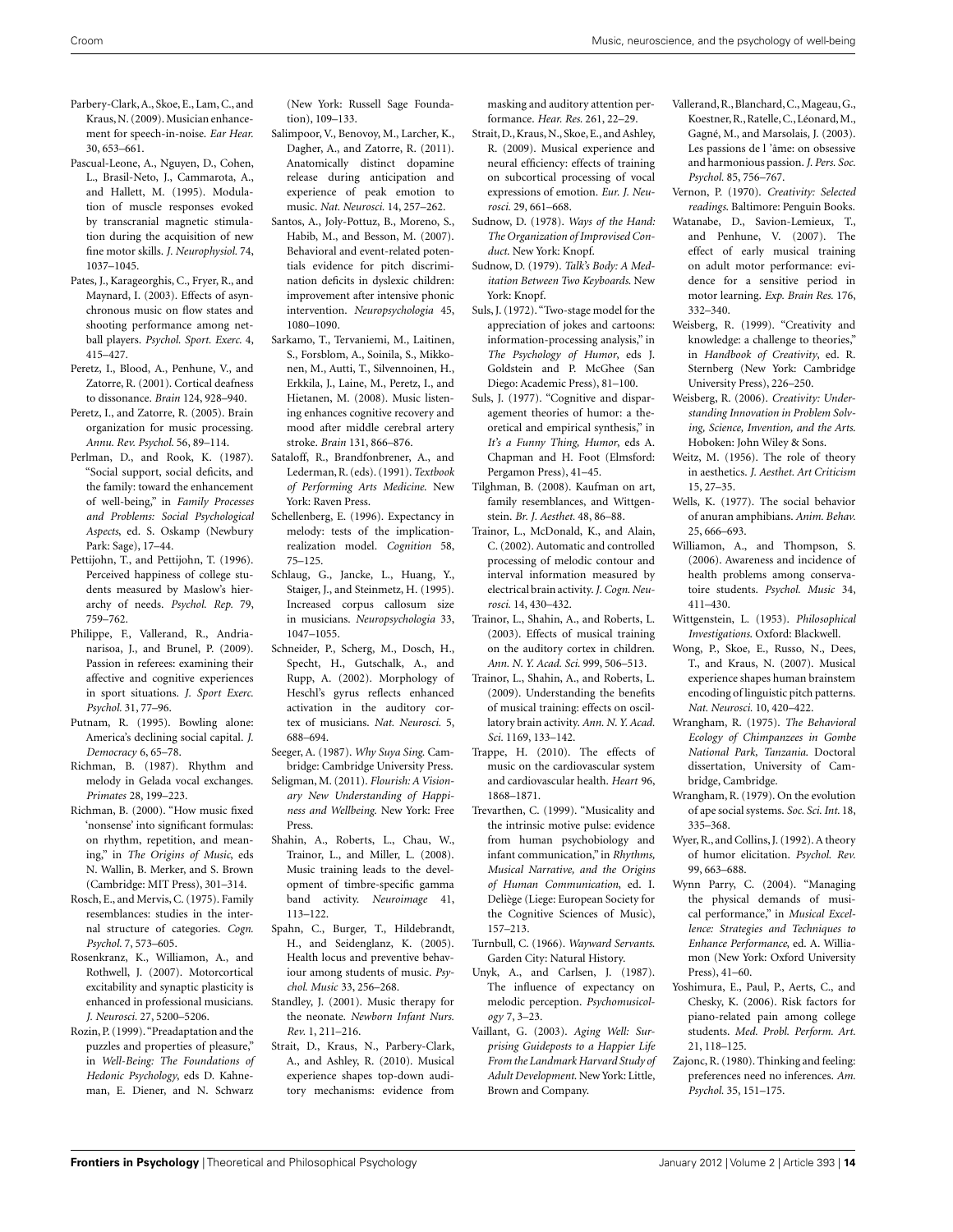Parbery-Clark, A., Skoe, E., Lam, C., and Kraus, N. (2009). Musician enhancement for speech-in-noise. *Ear Hear.* 30, 653–661.

Pascual-Leone, A., Nguyen, D., Cohen, L., Brasil-Neto, J., Cammarota, A., and Hallett, M. (1995). Modulation of muscle responses evoked by transcranial magnetic stimulation during the acquisition of new fine motor skills. *J. Neurophysiol.* 74, 1037–1045.

Pates, J., Karageorghis, C., Fryer, R., and Maynard, I. (2003). Effects of asynchronous music on flow states and shooting performance among netball players. *Psychol. Sport. Exerc.* 4, 415–427.

Peretz, I., Blood, A., Penhune, V., and Zatorre, R. (2001). Cortical deafness to dissonance. *Brain* 124, 928–940.

Peretz, I., and Zatorre, R. (2005). Brain organization for music processing. *Annu. Rev. Psychol.* 56, 89–114.

Perlman, D., and Rook, K. (1987). "Social support, social deficits, and the family: toward the enhancement of well-being," in *Family Processes and Problems: Social Psychological Aspects*, ed. S. Oskamp (Newbury Park: Sage), 17–44.

Pettijohn, T., and Pettijohn, T. (1996). Perceived happiness of college students measured by Maslow's hierarchy of needs. *Psychol. Rep.* 79, 759–762.

Philippe, F., Vallerand, R., Andrianarisoa, J., and Brunel, P. (2009). Passion in referees: examining their affective and cognitive experiences in sport situations. *J. Sport Exerc. Psychol.* 31, 77–96.

Putnam, R. (1995). Bowling alone: America's declining social capital. *J. Democracy* 6, 65–78.

Richman, B. (1987). Rhythm and melody in Gelada vocal exchanges. *Primates* 28, 199–223.

Richman, B. (2000). "How music fixed 'nonsense' into significant formulas: on rhythm, repetition, and meaning," in *The Origins of Music*, eds N. Wallin, B. Merker, and S. Brown (Cambridge: MIT Press), 301–314.

Rosch, E., and Mervis, C. (1975). Family resemblances: studies in the internal structure of categories. *Cogn. Psychol.* 7, 573–605.

Rosenkranz, K., Williamon, A., and Rothwell, J. (2007). Motorcortical excitability and synaptic plasticity is enhanced in professional musicians. *J. Neurosci.* 27, 5200–5206.

Rozin, P. (1999). "Preadaptation and the puzzles and properties of pleasure," in *Well-Being: The Foundations of Hedonic Psychology*, eds D. Kahneman, E. Diener, and N. Schwarz (New York: Russell Sage Foundation), 109–133.

Salimpoor, V., Benovoy, M., Larcher, K., Dagher, A., and Zatorre, R. (2011). Anatomically distinct dopamine release during anticipation and experience of peak emotion to music. *Nat. Neurosci.* 14, 257–262.

Santos, A., Joly-Pottuz, B., Moreno, S., Habib, M., and Besson, M. (2007). Behavioral and event-related potentials evidence for pitch discrimination deficits in dyslexic children: improvement after intensive phonic intervention. *Neuropsychologia* 45, 1080–1090.

Sarkamo, T., Tervaniemi, M., Laitinen, S., Forsblom, A., Soinila, S., Mikkonen, M., Autti, T., Silvennoinen, H., Erkkila, J., Laine, M., Peretz, I., and Hietanen, M. (2008). Music listening enhances cognitive recovery and mood after middle cerebral artery stroke. *Brain* 131, 866–876.

Sataloff, R., Brandfonbrener, A., and Lederman, R. (eds). (1991). *Textbook of Performing Arts Medicine.* New York: Raven Press.

Schellenberg, E. (1996). Expectancy in melody: tests of the implication-realization model. *Cognition* 58, 75–125.

Schlaug, G., Jancke, L., Huang, Y., Staiger, J., and Steinmetz, H. (1995). Increased corpus callosum size in musicians. *Neuropsychologia* 33, 1047–1055.

Schneider, P., Scherg, M., Dosch, H., Specht, H., Gutschalk, A., and Rupp, A. (2002). Morphology of Heschl's gyrus reflects enhanced activation in the auditory cortex of musicians. *Nat. Neurosci.* 5, 688–694.

Seeger, A. (1987). *Why Suya Sing.* Cambridge: Cambridge University Press.

Seligman, M. (2011). *Flourish: A Visionary New Understanding of Happiness and Wellbeing.* New York: Free Press.

Shahin, A., Roberts, L., Chau, W., Trainor, L., and Miller, L. (2008). Music training leads to the development of timbre-specific gamma band activity. *Neuroimage* 41, 113–122.

Spahn, C., Burger, T., Hildebrandt, H., and Seidenglanz, K. (2005). Health locus and preventive behaviour among students of music. *Psychol. Music* 33, 256–268.

Standley, J. (2001). Music therapy for the neonate. *Newborn Infant Nurs. Rev.* 1, 211–216.

Strait, D., Kraus, N., Parbery-Clark, A., and Ashley, R. (2010). Musical experience shapes top-down auditory mechanisms: evidence from masking and auditory attention performance. *Hear. Res.* 261, 22–29.

Strait, D., Kraus, N., Skoe, E., and Ashley, R. (2009). Musical experience and neural efficiency: effects of training on subcortical processing of vocal expressions of emotion. *Eur. J. Neurosci.* 29, 661–668.

Sudnow, D. (1978). *Ways of the Hand: The Organization of Improvised Conduct.* New York: Knopf.

Sudnow, D. (1979). *Talk's Body: A Meditation Between Two Keyboards.* New York: Knopf.

Suls, J. (1972). "Two-stage model for the appreciation of jokes and cartoons: information-processing analysis," in *The Psychology of Humor*, eds J. Goldstein and P. McGhee (San Diego: Academic Press), 81–100.

Suls, J. (1977). "Cognitive and disparagement theories of humor: a theoretical and empirical synthesis," in *It's a Funny Thing, Humor*, eds A. Chapman and H. Foot (Elmsford: Pergamon Press), 41–45.

Tilghman, B. (2008). Kaufman on art, family resemblances, and Wittgenstein. *Br. J. Aesthet.* 48, 86–88.

Trainor, L., McDonald, K., and Alain, C. (2002). Automatic and controlled processing of melodic contour and interval information measured by electrical brain activity. *J. Cogn. Neurosci.* 14, 430–432.

Trainor, L., Shahin, A., and Roberts, L. (2003). Effects of musical training on the auditory cortex in children. *Ann. N. Y. Acad. Sci.* 999, 506–513.

Trainor, L., Shahin, A., and Roberts, L. (2009). Understanding the benefits of musical training: effects on oscillatory brain activity. *Ann. N. Y. Acad. Sci.* 1169, 133–142.

Trappe, H. (2010). The effects of music on the cardiovascular system and cardiovascular health. *Heart* 96, 1868–1871.

Trevarthen, C. (1999). "Musicality and the intrinsic motive pulse: evidence from human psychobiology and infant communication," in *Rhythms, Musical Narrative, and the Origins of Human Communication*, ed. I. Deliège (Liege: European Society for the Cognitive Sciences of Music), 157–213.

Turnbull, C. (1966). *Wayward Servants.* Garden City: Natural History.

Unyk, A., and Carlsen, J. (1987). The influence of expectancy on melodic perception. *Psychomusicology* 7, 3–23.

Vaillant, G. (2003). *Aging Well: Surprising Guideposts to a Happier Life From the Landmark Harvard Study of Adult Development.* New York: Little, Brown and Company.

Vallerand, R., Blanchard, C., Mageau, G., Koestner, R., Ratelle, C., Léonard, M., Gagné, M., and Marsolais, J. (2003). Les passions de l 'âme: on obsessive and harmonious passion. *J. Pers. Soc. Psychol.* 85, 756–767.

Vernon, P. (1970). *Creativity: Selected readings.* Baltimore: Penguin Books.

Watanabe, D., Savion-Lemieux, T., and Penhune, V. (2007). The effect of early musical training on adult motor performance: evidence for a sensitive period in motor learning. *Exp. Brain Res.* 176, 332–340.

Weisberg, R. (1999). "Creativity and knowledge: a challenge to theories," in *Handbook of Creativity*, ed. R. Sternberg (New York: Cambridge University Press), 226–250.

Weisberg, R. (2006). *Creativity: Understanding Innovation in Problem Solving, Science, Invention, and the Arts.* Hoboken: John Wiley & Sons.

Weitz, M. (1956). The role of theory in aesthetics. *J. Aesthet. Art Criticism* 15, 27–35.

Wells, K. (1977). The social behavior of anuran amphibians. *Anim. Behav.* 25, 666–693.

Williamon, A., and Thompson, S. (2006). Awareness and incidence of health problems among conservatoire students. *Psychol. Music* 34, 411–430.

Wittgenstein, L. (1953). *Philosophical Investigations.* Oxford: Blackwell.

Wong, P., Skoe, E., Russo, N., Dees, T., and Kraus, N. (2007). Musical experience shapes human brainstem encoding of linguistic pitch patterns. *Nat. Neurosci.* 10, 420–422.

Wrangham, R. (1975). *The Behavioral Ecology of Chimpanzees in Gombe National Park, Tanzania.* Doctoral dissertation, University of Cambridge, Cambridge.

Wrangham, R. (1979). On the evolution of ape social systems. *Soc. Sci. Int.* 18, 335–368.

Wyer, R., and Collins, J. (1992). A theory of humor elicitation. *Psychol. Rev.* 99, 663–688.

Wynn Parry, C. (2004). "Managing the physical demands of musical performance," in *Musical Excellence: Strategies and Techniques to Enhance Performance*, ed. A. Williamon (New York: Oxford University Press), 41–60.

Yoshimura, E., Paul, P., Aerts, C., and Chesky, K. (2006). Risk factors for piano-related pain among college students. *Med. Probl. Perform. Art.* 21, 118–125.

Zajonc, R. (1980). Thinking and feeling: preferences need no inferences. *Am. Psychol.* 35, 151–175.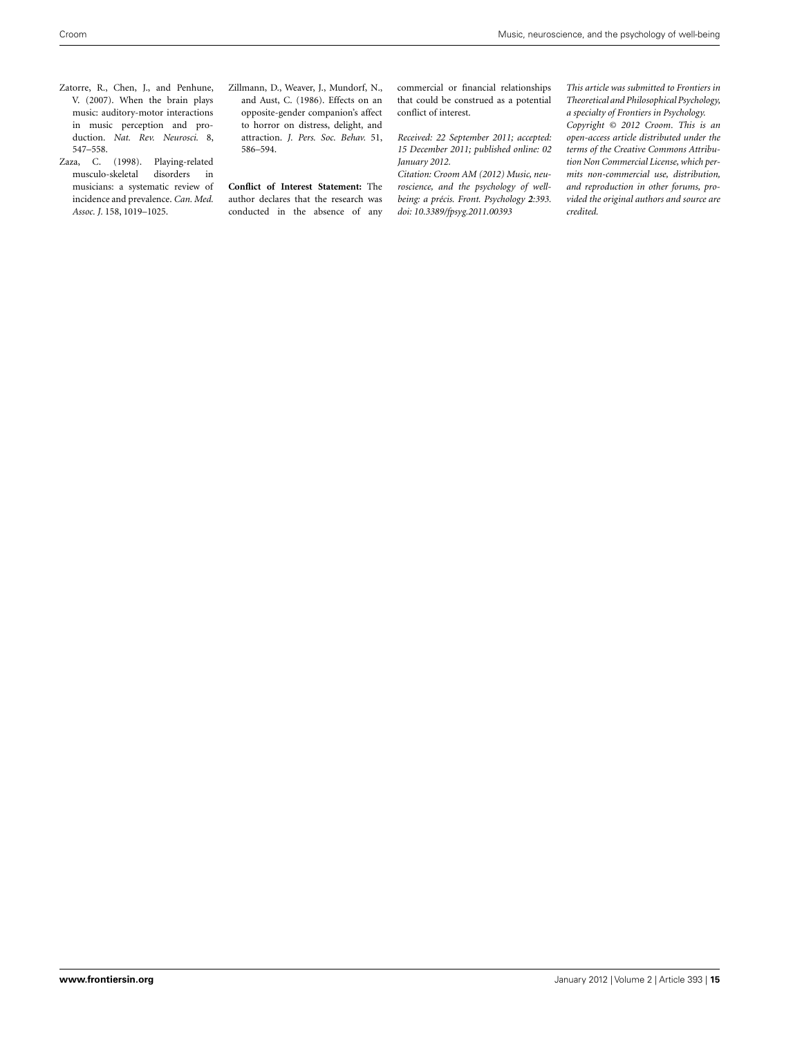Zatorre, R., Chen, J., and Penhune, V. (2007). When the brain plays music: auditory-motor interactions in music perception and production. *Nat. Rev. Neurosci.* 8, 547–558.

Zaza, C. (1998). Playing-related musculo-skeletal disorders in musicians: a systematic review of incidence and prevalence. *Can. Med. Assoc. J.* 158, 1019–1025.

Zillmann, D., Weaver, J., Mundorf, N., and Aust, C. (1986). Effects on an opposite-gender companion's affect to horror on distress, delight, and attraction. *J. Pers. Soc. Behav.* 51, 586–594.

**Conflict of Interest Statement:** The author declares that the research was conducted in the absence of any commercial or financial relationships that could be construed as a potential conflict of interest.

*Received: 22 September 2011; accepted: 15 December 2011; published online: 02 January 2012.*

*Citation: Croom AM (2012) Music, neuroscience, and the psychology of well-being: a précis. Front. Psychology **2**:393. doi: 10.3389/fpsyg.2011.00393*

*This article was submitted to Frontiers in Theoretical and Philosophical Psychology, a specialty of Frontiers in Psychology.*

*Copyright © 2012 Croom. This is an open-access article distributed under the terms of the Creative Commons Attribution Non Commercial License, which permits non-commercial use, distribution, and reproduction in other forums, provided the original authors and source are credited.*